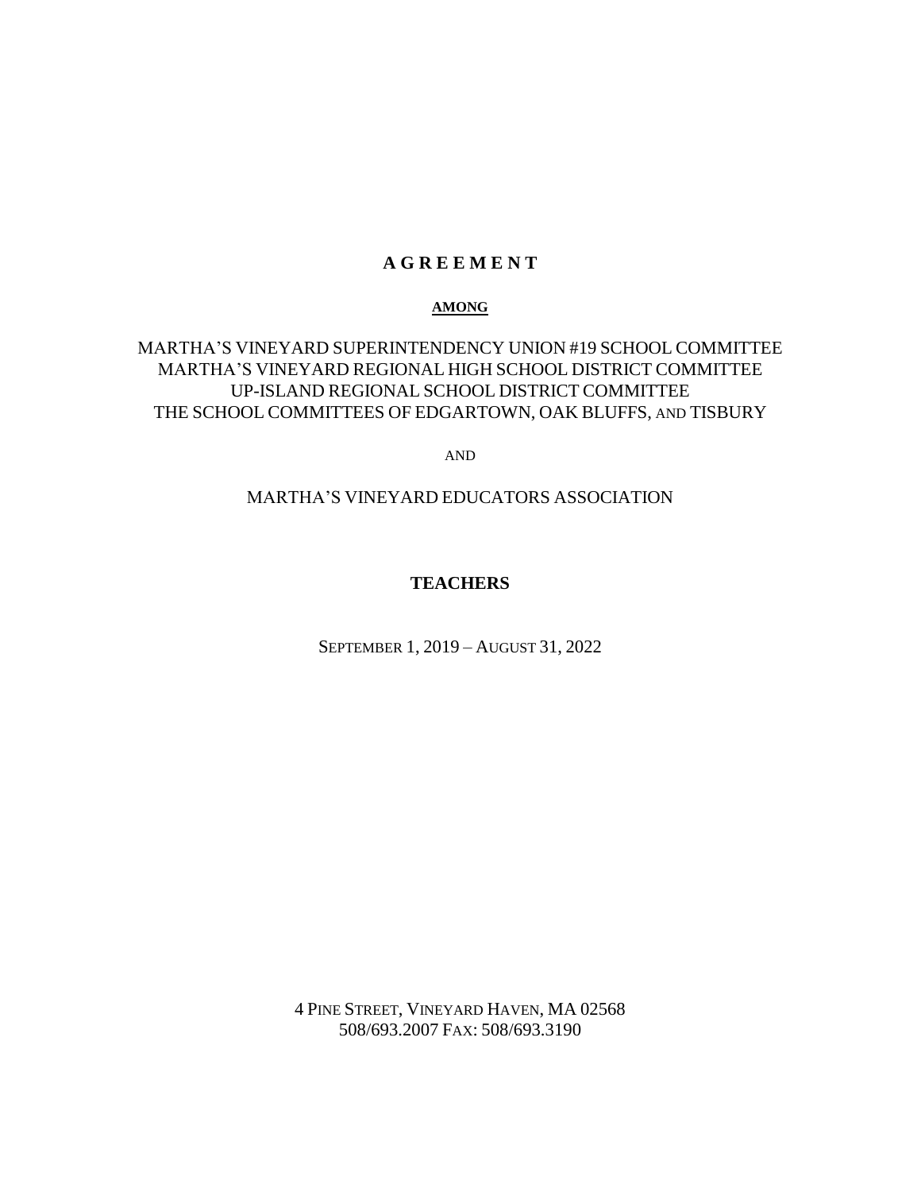# A G R E E M E N T

**AMONG**

MARTHA'S VINEYARD SUPERINTENDENCY UNION #19 SCHOOL COMMITTEE
MARTHA'S VINEYARD REGIONAL HIGH SCHOOL DISTRICT COMMITTEE
UP-ISLAND REGIONAL SCHOOL DISTRICT COMMITTEE
THE SCHOOL COMMITTEES OF EDGARTOWN, OAK BLUFFS, AND TISBURY

AND

MARTHA'S VINEYARD EDUCATORS ASSOCIATION

## TEACHERS

SEPTEMBER 1, 2019 – AUGUST 31, 2022

4 PINE STREET, VINEYARD HAVEN, MA 02568
508/693.2007 FAX: 508/693.3190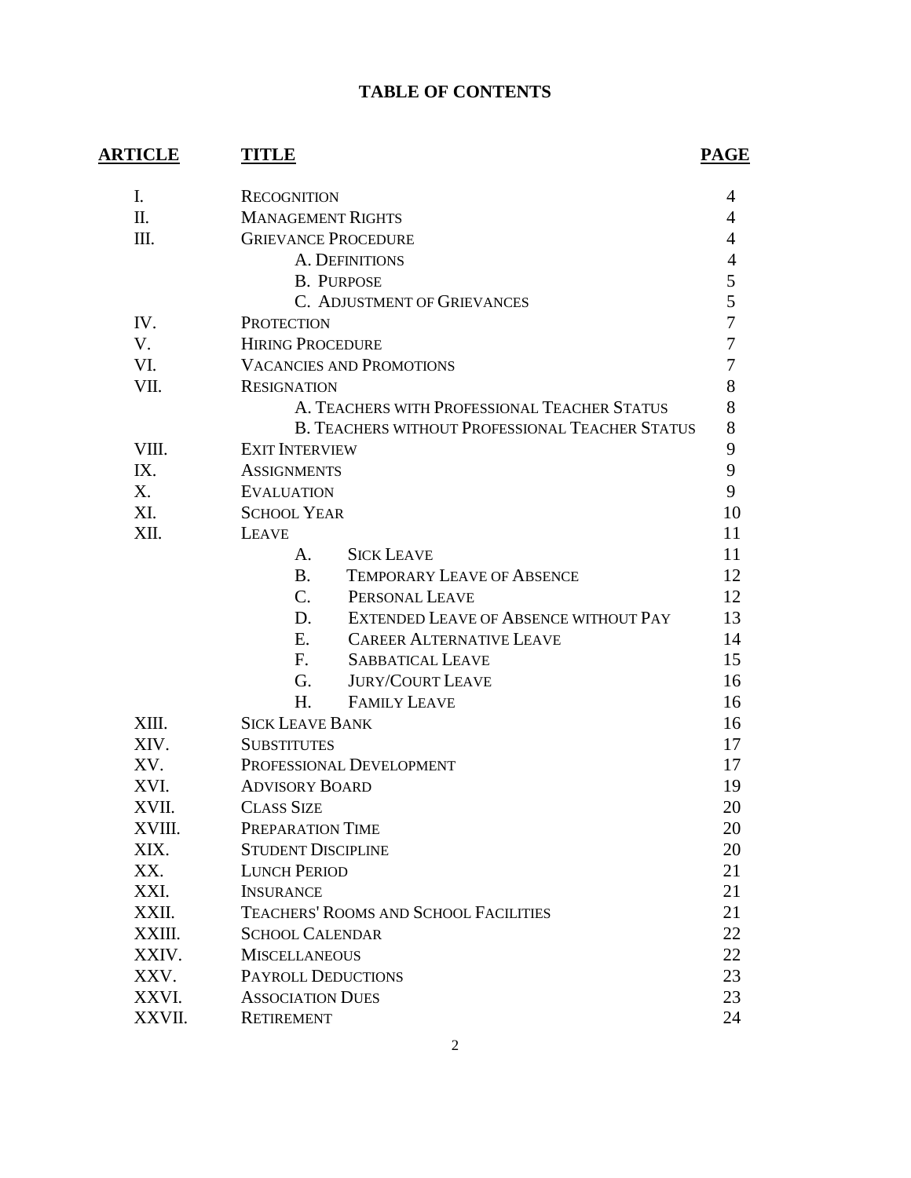# TABLE OF CONTENTS

| ARTICLE | TITLE | PAGE |
|---|---|---|
| I. | RECOGNITION | 4 |
| II. | MANAGEMENT RIGHTS | 4 |
| III. | GRIEVANCE PROCEDURE | 4 |
| | A. DEFINITIONS | 4 |
| | B. PURPOSE | 5 |
| | C. ADJUSTMENT OF GRIEVANCES | 5 |
| IV. | PROTECTION | 7 |
| V. | HIRING PROCEDURE | 7 |
| VI. | VACANCIES AND PROMOTIONS | 7 |
| VII. | RESIGNATION | 8 |
| | A. TEACHERS WITH PROFESSIONAL TEACHER STATUS | 8 |
| | B. TEACHERS WITHOUT PROFESSIONAL TEACHER STATUS | 8 |
| VIII. | EXIT INTERVIEW | 9 |
| IX. | ASSIGNMENTS | 9 |
| X. | EVALUATION | 9 |
| XI. | SCHOOL YEAR | 10 |
| XII. | LEAVE | 11 |
| | A. SICK LEAVE | 11 |
| | B. TEMPORARY LEAVE OF ABSENCE | 12 |
| | C. PERSONAL LEAVE | 12 |
| | D. EXTENDED LEAVE OF ABSENCE WITHOUT PAY | 13 |
| | E. CAREER ALTERNATIVE LEAVE | 14 |
| | F. SABBATICAL LEAVE | 15 |
| | G. JURY/COURT LEAVE | 16 |
| | H. FAMILY LEAVE | 16 |
| XIII. | SICK LEAVE BANK | 16 |
| XIV. | SUBSTITUTES | 17 |
| XV. | PROFESSIONAL DEVELOPMENT | 17 |
| XVI. | ADVISORY BOARD | 19 |
| XVII. | CLASS SIZE | 20 |
| XVIII. | PREPARATION TIME | 20 |
| XIX. | STUDENT DISCIPLINE | 20 |
| XX. | LUNCH PERIOD | 21 |
| XXI. | INSURANCE | 21 |
| XXII. | TEACHERS' ROOMS AND SCHOOL FACILITIES | 21 |
| XXIII. | SCHOOL CALENDAR | 22 |
| XXIV. | MISCELLANEOUS | 22 |
| XXV. | PAYROLL DEDUCTIONS | 23 |
| XXVI. | ASSOCIATION DUES | 23 |
| XXVII. | RETIREMENT | 24 |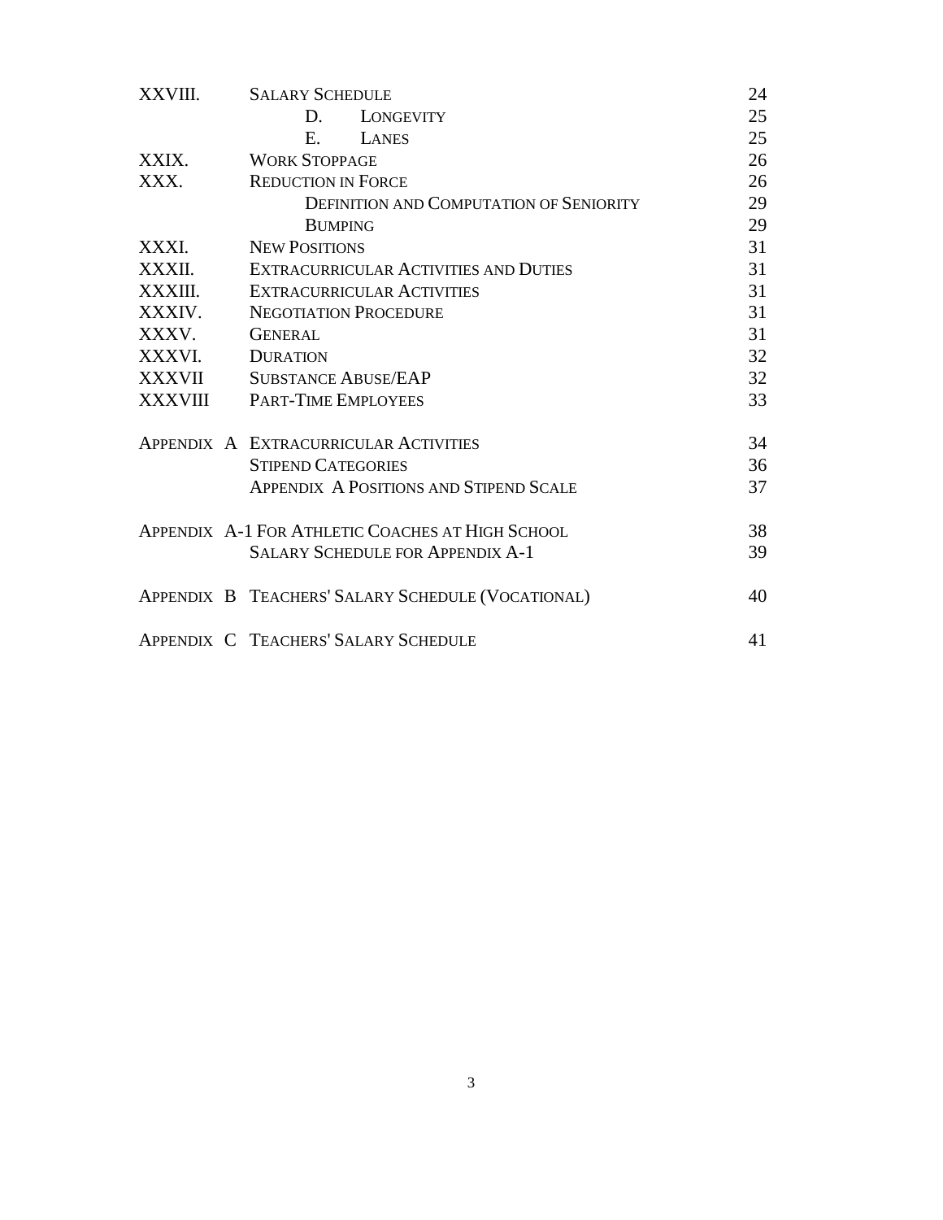| | | |
|---|---|---|
| XXVIII. | SALARY SCHEDULE | 24 |
| | D. LONGEVITY | 25 |
| | E. LANES | 25 |
| XXIX. | WORK STOPPAGE | 26 |
| XXX. | REDUCTION IN FORCE | 26 |
| | DEFINITION AND COMPUTATION OF SENIORITY | 29 |
| | BUMPING | 29 |
| XXXI. | NEW POSITIONS | 31 |
| XXXII. | EXTRACURRICULAR ACTIVITIES AND DUTIES | 31 |
| XXXIII. | EXTRACURRICULAR ACTIVITIES | 31 |
| XXXIV. | NEGOTIATION PROCEDURE | 31 |
| XXXV. | GENERAL | 31 |
| XXXVI. | DURATION | 32 |
| XXXVII | SUBSTANCE ABUSE/EAP | 32 |
| XXXVIII | PART-TIME EMPLOYEES | 33 |
| | | |
| APPENDIX A | EXTRACURRICULAR ACTIVITIES | 34 |
| | STIPEND CATEGORIES | 36 |
| | APPENDIX A POSITIONS AND STIPEND SCALE | 37 |
| | | |
| APPENDIX A-1 | FOR ATHLETIC COACHES AT HIGH SCHOOL | 38 |
| | SALARY SCHEDULE FOR APPENDIX A-1 | 39 |
| | | |
| APPENDIX B | TEACHERS' SALARY SCHEDULE (VOCATIONAL) | 40 |
| | | |
| APPENDIX C | TEACHERS' SALARY SCHEDULE | 41 |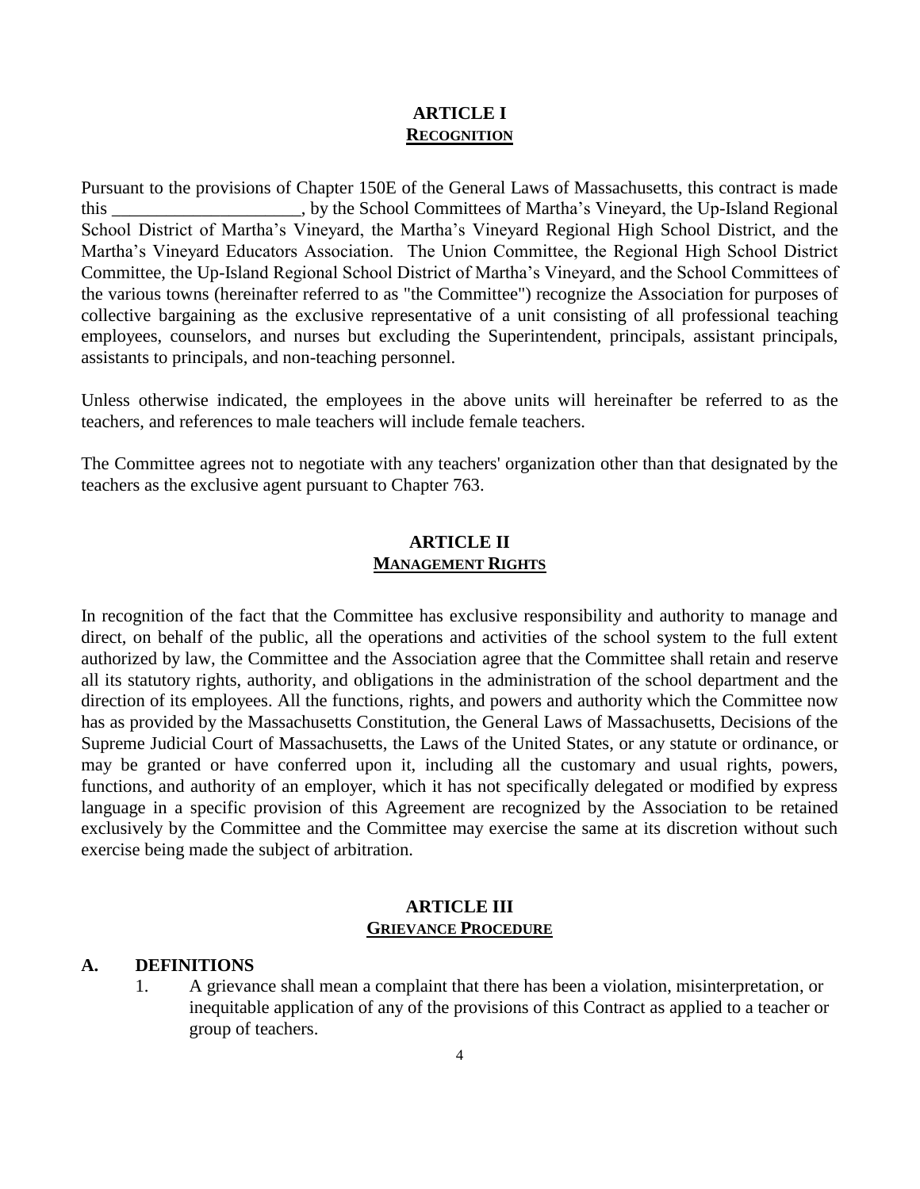## ARTICLE I
## RECOGNITION

Pursuant to the provisions of Chapter 150E of the General Laws of Massachusetts, this contract is made this _____________________, by the School Committees of Martha's Vineyard, the Up-Island Regional School District of Martha's Vineyard, the Martha's Vineyard Regional High School District, and the Martha's Vineyard Educators Association. The Union Committee, the Regional High School District Committee, the Up-Island Regional School District of Martha's Vineyard, and the School Committees of the various towns (hereinafter referred to as "the Committee") recognize the Association for purposes of collective bargaining as the exclusive representative of a unit consisting of all professional teaching employees, counselors, and nurses but excluding the Superintendent, principals, assistant principals, assistants to principals, and non-teaching personnel.

Unless otherwise indicated, the employees in the above units will hereinafter be referred to as the teachers, and references to male teachers will include female teachers.

The Committee agrees not to negotiate with any teachers' organization other than that designated by the teachers as the exclusive agent pursuant to Chapter 763.

## ARTICLE II
## MANAGEMENT RIGHTS

In recognition of the fact that the Committee has exclusive responsibility and authority to manage and direct, on behalf of the public, all the operations and activities of the school system to the full extent authorized by law, the Committee and the Association agree that the Committee shall retain and reserve all its statutory rights, authority, and obligations in the administration of the school department and the direction of its employees. All the functions, rights, and powers and authority which the Committee now has as provided by the Massachusetts Constitution, the General Laws of Massachusetts, Decisions of the Supreme Judicial Court of Massachusetts, the Laws of the United States, or any statute or ordinance, or may be granted or have conferred upon it, including all the customary and usual rights, powers, functions, and authority of an employer, which it has not specifically delegated or modified by express language in a specific provision of this Agreement are recognized by the Association to be retained exclusively by the Committee and the Committee may exercise the same at its discretion without such exercise being made the subject of arbitration.

## ARTICLE III
## GRIEVANCE PROCEDURE

### A. DEFINITIONS

1. A grievance shall mean a complaint that there has been a violation, misinterpretation, or inequitable application of any of the provisions of this Contract as applied to a teacher or group of teachers.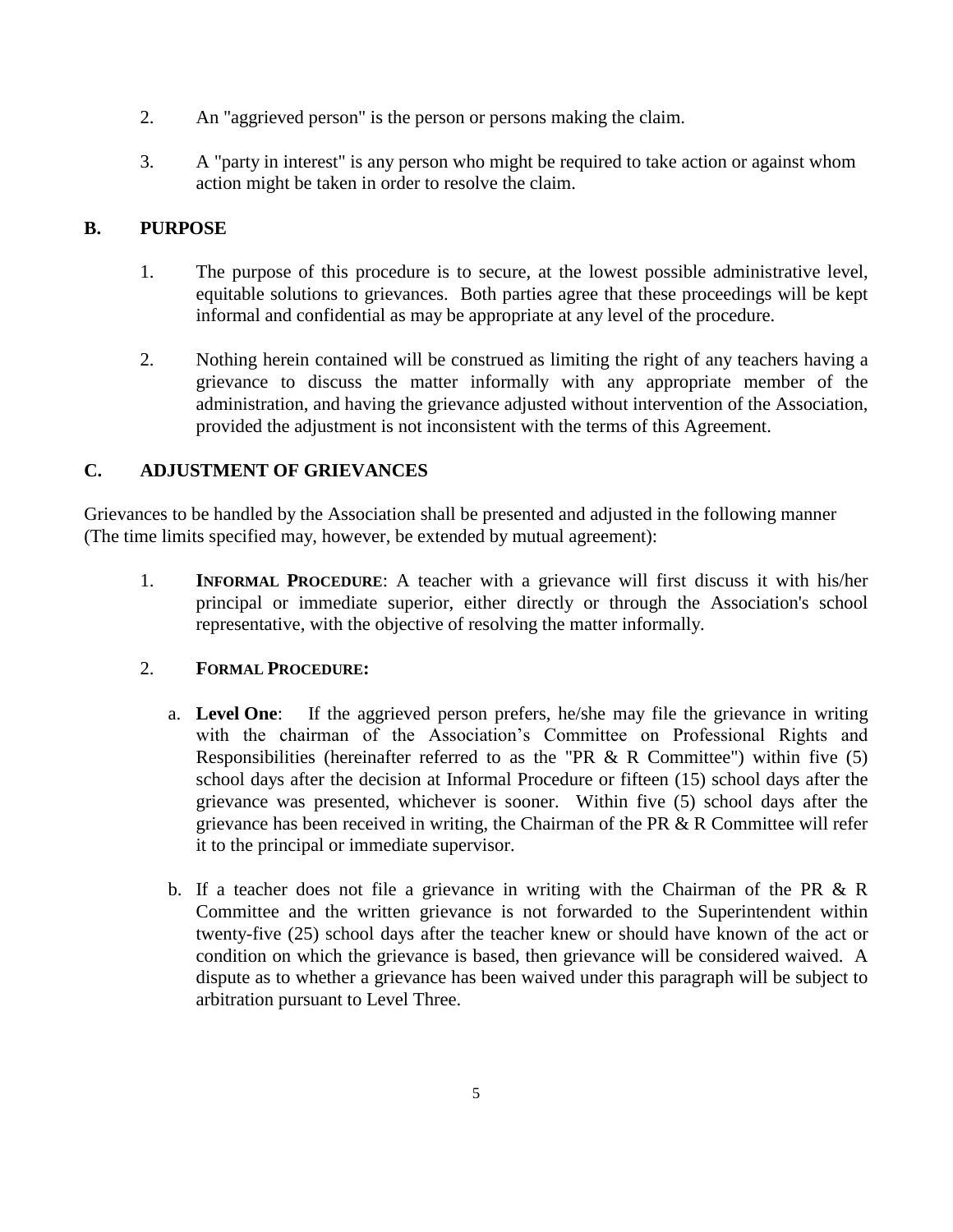2. An "aggrieved person" is the person or persons making the claim.

3. A "party in interest" is any person who might be required to take action or against whom action might be taken in order to resolve the claim.

## B. PURPOSE

1. The purpose of this procedure is to secure, at the lowest possible administrative level, equitable solutions to grievances. Both parties agree that these proceedings will be kept informal and confidential as may be appropriate at any level of the procedure.

2. Nothing herein contained will be construed as limiting the right of any teachers having a grievance to discuss the matter informally with any appropriate member of the administration, and having the grievance adjusted without intervention of the Association, provided the adjustment is not inconsistent with the terms of this Agreement.

## C. ADJUSTMENT OF GRIEVANCES

Grievances to be handled by the Association shall be presented and adjusted in the following manner (The time limits specified may, however, be extended by mutual agreement):

1. **INFORMAL PROCEDURE**: A teacher with a grievance will first discuss it with his/her principal or immediate superior, either directly or through the Association's school representative, with the objective of resolving the matter informally.

2. **FORMAL PROCEDURE:**

   a. **Level One**: If the aggrieved person prefers, he/she may file the grievance in writing with the chairman of the Association's Committee on Professional Rights and Responsibilities (hereinafter referred to as the "PR & R Committee") within five (5) school days after the decision at Informal Procedure or fifteen (15) school days after the grievance was presented, whichever is sooner. Within five (5) school days after the grievance has been received in writing, the Chairman of the PR & R Committee will refer it to the principal or immediate supervisor.

   b. If a teacher does not file a grievance in writing with the Chairman of the PR & R Committee and the written grievance is not forwarded to the Superintendent within twenty-five (25) school days after the teacher knew or should have known of the act or condition on which the grievance is based, then grievance will be considered waived. A dispute as to whether a grievance has been waived under this paragraph will be subject to arbitration pursuant to Level Three.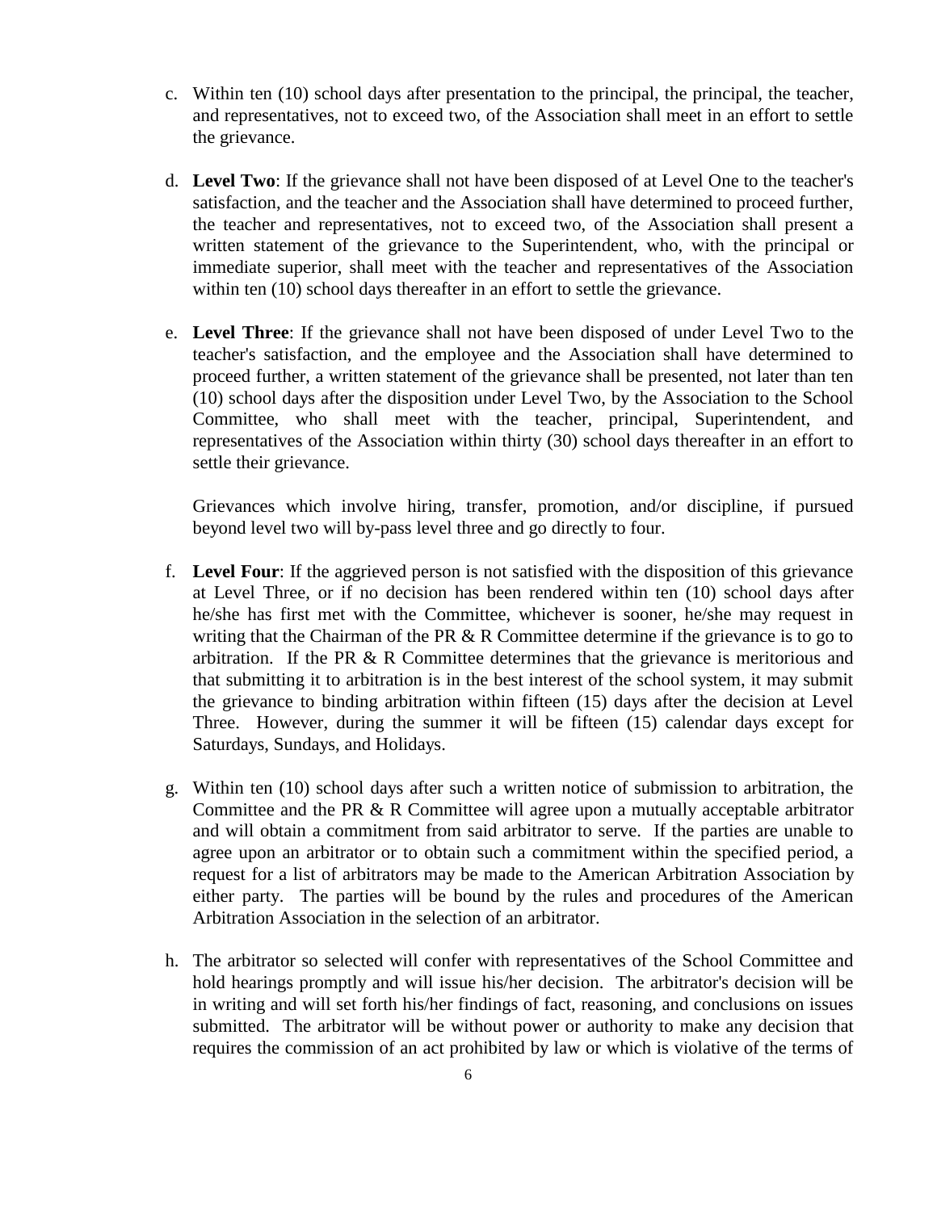c. Within ten (10) school days after presentation to the principal, the principal, the teacher, and representatives, not to exceed two, of the Association shall meet in an effort to settle the grievance.

d. **Level Two**: If the grievance shall not have been disposed of at Level One to the teacher's satisfaction, and the teacher and the Association shall have determined to proceed further, the teacher and representatives, not to exceed two, of the Association shall present a written statement of the grievance to the Superintendent, who, with the principal or immediate superior, shall meet with the teacher and representatives of the Association within ten (10) school days thereafter in an effort to settle the grievance.

e. **Level Three**: If the grievance shall not have been disposed of under Level Two to the teacher's satisfaction, and the employee and the Association shall have determined to proceed further, a written statement of the grievance shall be presented, not later than ten (10) school days after the disposition under Level Two, by the Association to the School Committee, who shall meet with the teacher, principal, Superintendent, and representatives of the Association within thirty (30) school days thereafter in an effort to settle their grievance.

   Grievances which involve hiring, transfer, promotion, and/or discipline, if pursued beyond level two will by-pass level three and go directly to four.

f. **Level Four**: If the aggrieved person is not satisfied with the disposition of this grievance at Level Three, or if no decision has been rendered within ten (10) school days after he/she has first met with the Committee, whichever is sooner, he/she may request in writing that the Chairman of the PR & R Committee determine if the grievance is to go to arbitration. If the PR & R Committee determines that the grievance is meritorious and that submitting it to arbitration is in the best interest of the school system, it may submit the grievance to binding arbitration within fifteen (15) days after the decision at Level Three. However, during the summer it will be fifteen (15) calendar days except for Saturdays, Sundays, and Holidays.

g. Within ten (10) school days after such a written notice of submission to arbitration, the Committee and the PR & R Committee will agree upon a mutually acceptable arbitrator and will obtain a commitment from said arbitrator to serve. If the parties are unable to agree upon an arbitrator or to obtain such a commitment within the specified period, a request for a list of arbitrators may be made to the American Arbitration Association by either party. The parties will be bound by the rules and procedures of the American Arbitration Association in the selection of an arbitrator.

h. The arbitrator so selected will confer with representatives of the School Committee and hold hearings promptly and will issue his/her decision. The arbitrator's decision will be in writing and will set forth his/her findings of fact, reasoning, and conclusions on issues submitted. The arbitrator will be without power or authority to make any decision that requires the commission of an act prohibited by law or which is violative of the terms of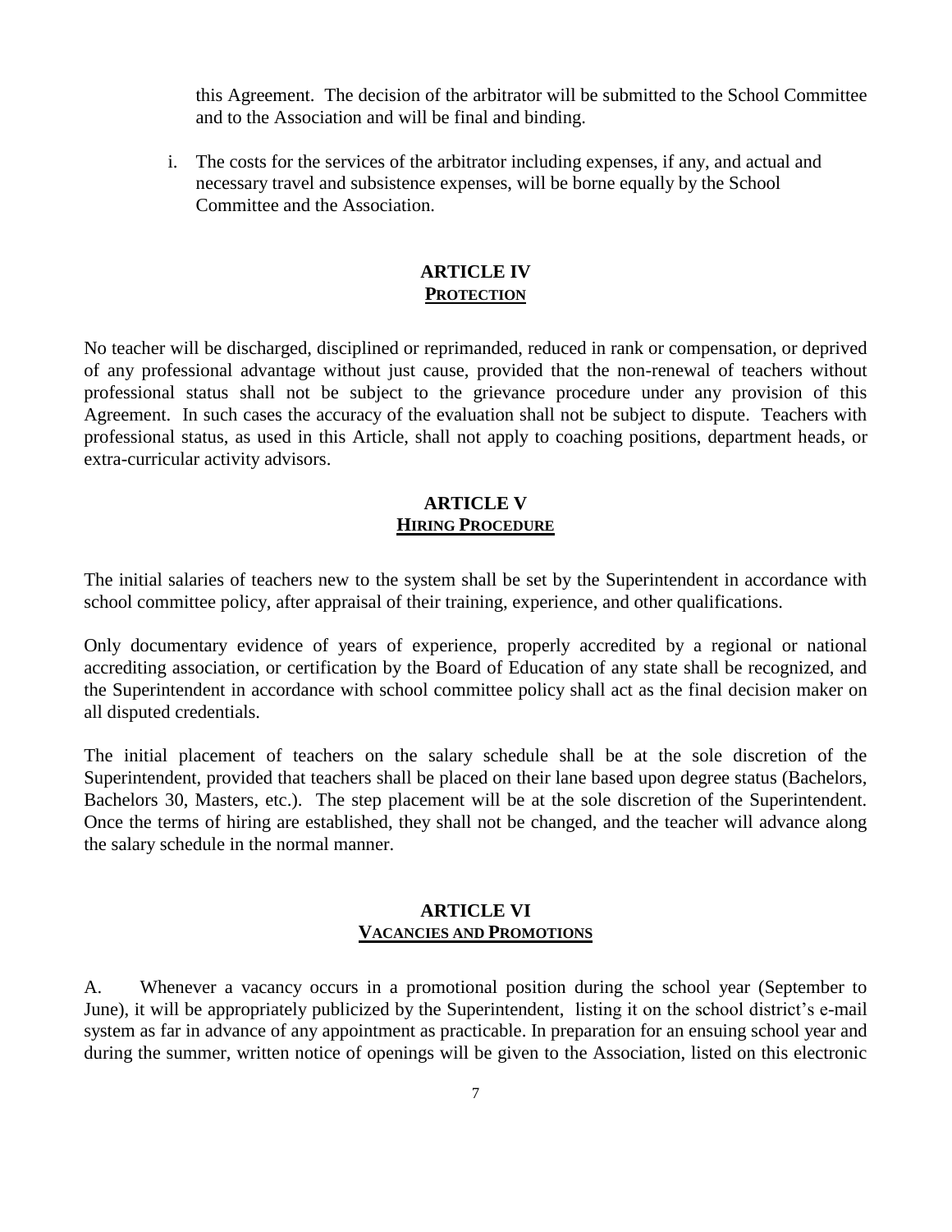this Agreement. The decision of the arbitrator will be submitted to the School Committee and to the Association and will be final and binding.

i. The costs for the services of the arbitrator including expenses, if any, and actual and necessary travel and subsistence expenses, will be borne equally by the School Committee and the Association.

## ARTICLE IV
## PROTECTION

No teacher will be discharged, disciplined or reprimanded, reduced in rank or compensation, or deprived of any professional advantage without just cause, provided that the non-renewal of teachers without professional status shall not be subject to the grievance procedure under any provision of this Agreement. In such cases the accuracy of the evaluation shall not be subject to dispute. Teachers with professional status, as used in this Article, shall not apply to coaching positions, department heads, or extra-curricular activity advisors.

## ARTICLE V
## HIRING PROCEDURE

The initial salaries of teachers new to the system shall be set by the Superintendent in accordance with school committee policy, after appraisal of their training, experience, and other qualifications.

Only documentary evidence of years of experience, properly accredited by a regional or national accrediting association, or certification by the Board of Education of any state shall be recognized, and the Superintendent in accordance with school committee policy shall act as the final decision maker on all disputed credentials.

The initial placement of teachers on the salary schedule shall be at the sole discretion of the Superintendent, provided that teachers shall be placed on their lane based upon degree status (Bachelors, Bachelors 30, Masters, etc.). The step placement will be at the sole discretion of the Superintendent. Once the terms of hiring are established, they shall not be changed, and the teacher will advance along the salary schedule in the normal manner.

## ARTICLE VI
## VACANCIES AND PROMOTIONS

A. Whenever a vacancy occurs in a promotional position during the school year (September to June), it will be appropriately publicized by the Superintendent, listing it on the school district's e-mail system as far in advance of any appointment as practicable. In preparation for an ensuing school year and during the summer, written notice of openings will be given to the Association, listed on this electronic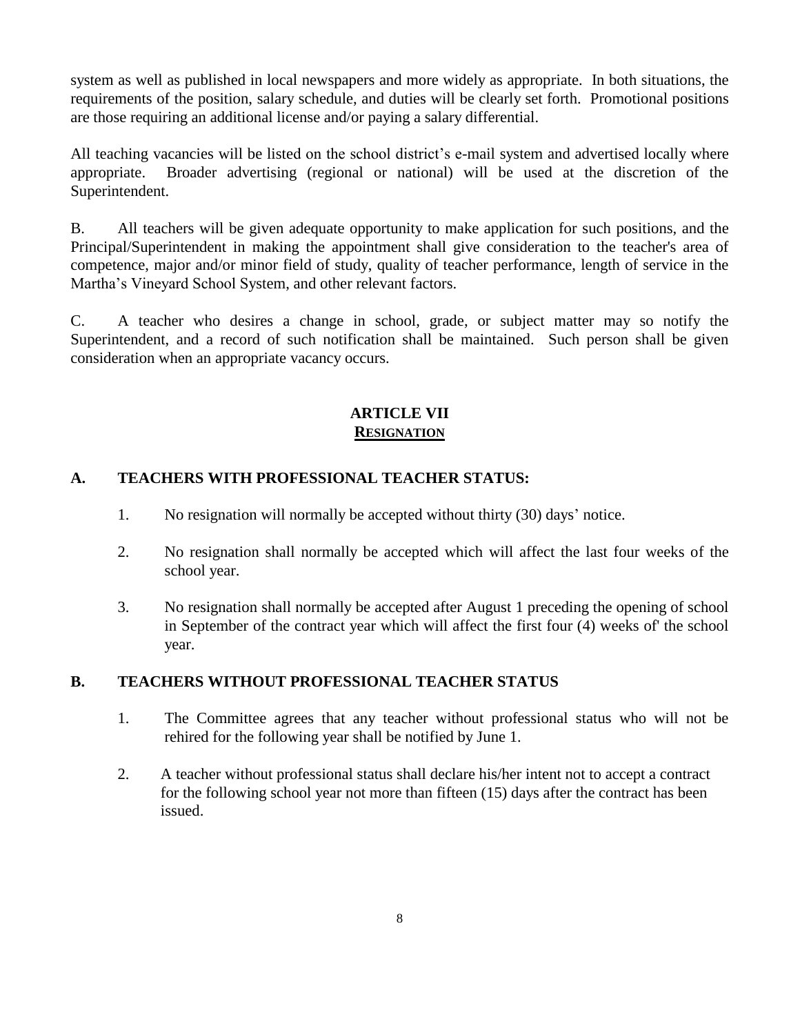system as well as published in local newspapers and more widely as appropriate. In both situations, the requirements of the position, salary schedule, and duties will be clearly set forth. Promotional positions are those requiring an additional license and/or paying a salary differential.

All teaching vacancies will be listed on the school district's e-mail system and advertised locally where appropriate. Broader advertising (regional or national) will be used at the discretion of the Superintendent.

B. All teachers will be given adequate opportunity to make application for such positions, and the Principal/Superintendent in making the appointment shall give consideration to the teacher's area of competence, major and/or minor field of study, quality of teacher performance, length of service in the Martha's Vineyard School System, and other relevant factors.

C. A teacher who desires a change in school, grade, or subject matter may so notify the Superintendent, and a record of such notification shall be maintained. Such person shall be given consideration when an appropriate vacancy occurs.

## ARTICLE VII
## RESIGNATION

### A. TEACHERS WITH PROFESSIONAL TEACHER STATUS:

1. No resignation will normally be accepted without thirty (30) days' notice.

2. No resignation shall normally be accepted which will affect the last four weeks of the school year.

3. No resignation shall normally be accepted after August 1 preceding the opening of school in September of the contract year which will affect the first four (4) weeks of' the school year.

### B. TEACHERS WITHOUT PROFESSIONAL TEACHER STATUS

1. The Committee agrees that any teacher without professional status who will not be rehired for the following year shall be notified by June 1.

2. A teacher without professional status shall declare his/her intent not to accept a contract for the following school year not more than fifteen (15) days after the contract has been issued.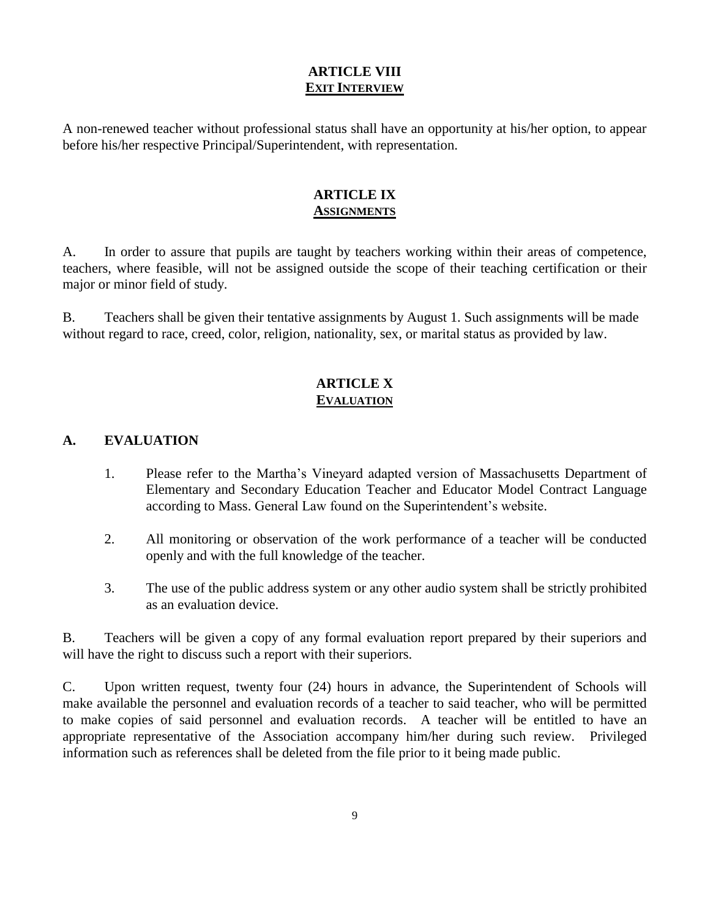## ARTICLE VIII
## EXIT INTERVIEW

A non-renewed teacher without professional status shall have an opportunity at his/her option, to appear before his/her respective Principal/Superintendent, with representation.

## ARTICLE IX
## ASSIGNMENTS

A. In order to assure that pupils are taught by teachers working within their areas of competence, teachers, where feasible, will not be assigned outside the scope of their teaching certification or their major or minor field of study.

B. Teachers shall be given their tentative assignments by August 1. Such assignments will be made without regard to race, creed, color, religion, nationality, sex, or marital status as provided by law.

## ARTICLE X
## EVALUATION

### A. EVALUATION

1. Please refer to the Martha's Vineyard adapted version of Massachusetts Department of Elementary and Secondary Education Teacher and Educator Model Contract Language according to Mass. General Law found on the Superintendent's website.

2. All monitoring or observation of the work performance of a teacher will be conducted openly and with the full knowledge of the teacher.

3. The use of the public address system or any other audio system shall be strictly prohibited as an evaluation device.

B. Teachers will be given a copy of any formal evaluation report prepared by their superiors and will have the right to discuss such a report with their superiors.

C. Upon written request, twenty four (24) hours in advance, the Superintendent of Schools will make available the personnel and evaluation records of a teacher to said teacher, who will be permitted to make copies of said personnel and evaluation records. A teacher will be entitled to have an appropriate representative of the Association accompany him/her during such review. Privileged information such as references shall be deleted from the file prior to it being made public.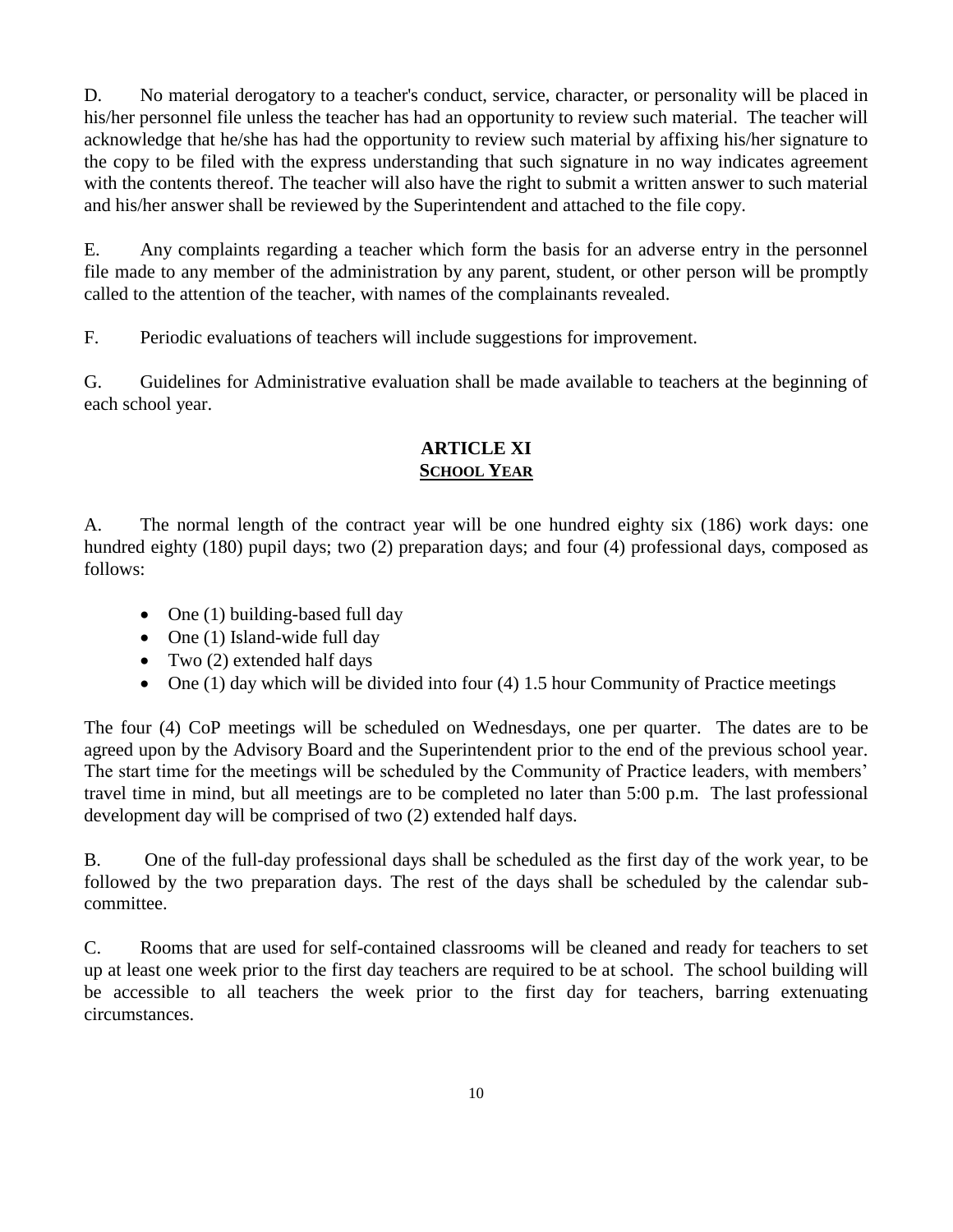D. No material derogatory to a teacher's conduct, service, character, or personality will be placed in his/her personnel file unless the teacher has had an opportunity to review such material. The teacher will acknowledge that he/she has had the opportunity to review such material by affixing his/her signature to the copy to be filed with the express understanding that such signature in no way indicates agreement with the contents thereof. The teacher will also have the right to submit a written answer to such material and his/her answer shall be reviewed by the Superintendent and attached to the file copy.

E. Any complaints regarding a teacher which form the basis for an adverse entry in the personnel file made to any member of the administration by any parent, student, or other person will be promptly called to the attention of the teacher, with names of the complainants revealed.

F. Periodic evaluations of teachers will include suggestions for improvement.

G. Guidelines for Administrative evaluation shall be made available to teachers at the beginning of each school year.

## ARTICLE XI
## SCHOOL YEAR

A. The normal length of the contract year will be one hundred eighty six (186) work days: one hundred eighty (180) pupil days; two (2) preparation days; and four (4) professional days, composed as follows:

- One (1) building-based full day
- One (1) Island-wide full day
- Two (2) extended half days
- One (1) day which will be divided into four (4) 1.5 hour Community of Practice meetings

The four (4) CoP meetings will be scheduled on Wednesdays, one per quarter. The dates are to be agreed upon by the Advisory Board and the Superintendent prior to the end of the previous school year. The start time for the meetings will be scheduled by the Community of Practice leaders, with members' travel time in mind, but all meetings are to be completed no later than 5:00 p.m. The last professional development day will be comprised of two (2) extended half days.

B. One of the full-day professional days shall be scheduled as the first day of the work year, to be followed by the two preparation days. The rest of the days shall be scheduled by the calendar sub-committee.

C. Rooms that are used for self-contained classrooms will be cleaned and ready for teachers to set up at least one week prior to the first day teachers are required to be at school. The school building will be accessible to all teachers the week prior to the first day for teachers, barring extenuating circumstances.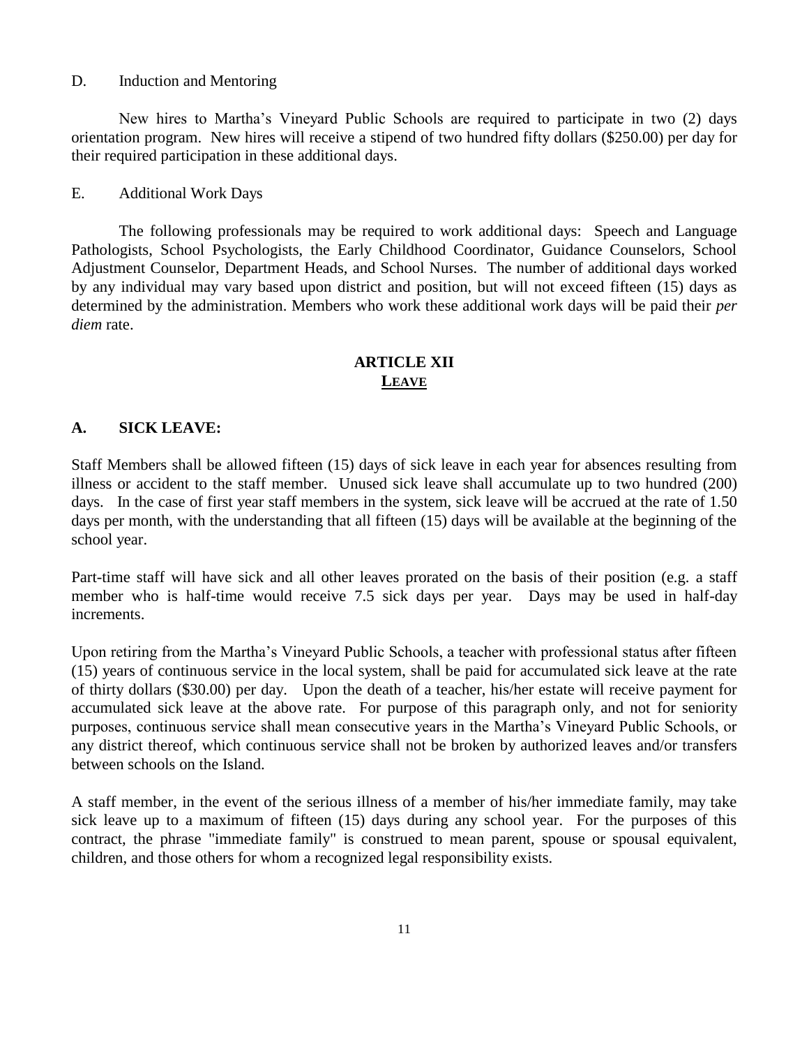D. Induction and Mentoring

New hires to Martha's Vineyard Public Schools are required to participate in two (2) days orientation program. New hires will receive a stipend of two hundred fifty dollars ($250.00) per day for their required participation in these additional days.

E. Additional Work Days

The following professionals may be required to work additional days: Speech and Language Pathologists, School Psychologists, the Early Childhood Coordinator, Guidance Counselors, School Adjustment Counselor, Department Heads, and School Nurses. The number of additional days worked by any individual may vary based upon district and position, but will not exceed fifteen (15) days as determined by the administration. Members who work these additional work days will be paid their *per diem* rate.

## ARTICLE XII
## LEAVE

### A. SICK LEAVE:

Staff Members shall be allowed fifteen (15) days of sick leave in each year for absences resulting from illness or accident to the staff member. Unused sick leave shall accumulate up to two hundred (200) days. In the case of first year staff members in the system, sick leave will be accrued at the rate of 1.50 days per month, with the understanding that all fifteen (15) days will be available at the beginning of the school year.

Part-time staff will have sick and all other leaves prorated on the basis of their position (e.g. a staff member who is half-time would receive 7.5 sick days per year. Days may be used in half-day increments.

Upon retiring from the Martha's Vineyard Public Schools, a teacher with professional status after fifteen (15) years of continuous service in the local system, shall be paid for accumulated sick leave at the rate of thirty dollars ($30.00) per day. Upon the death of a teacher, his/her estate will receive payment for accumulated sick leave at the above rate. For purpose of this paragraph only, and not for seniority purposes, continuous service shall mean consecutive years in the Martha's Vineyard Public Schools, or any district thereof, which continuous service shall not be broken by authorized leaves and/or transfers between schools on the Island.

A staff member, in the event of the serious illness of a member of his/her immediate family, may take sick leave up to a maximum of fifteen (15) days during any school year. For the purposes of this contract, the phrase "immediate family" is construed to mean parent, spouse or spousal equivalent, children, and those others for whom a recognized legal responsibility exists.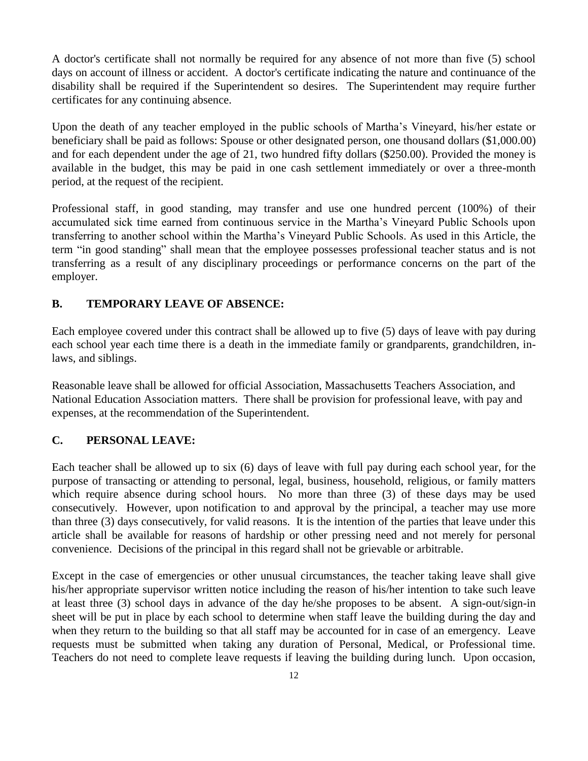A doctor's certificate shall not normally be required for any absence of not more than five (5) school days on account of illness or accident. A doctor's certificate indicating the nature and continuance of the disability shall be required if the Superintendent so desires. The Superintendent may require further certificates for any continuing absence.

Upon the death of any teacher employed in the public schools of Martha's Vineyard, his/her estate or beneficiary shall be paid as follows: Spouse or other designated person, one thousand dollars ($1,000.00) and for each dependent under the age of 21, two hundred fifty dollars ($250.00). Provided the money is available in the budget, this may be paid in one cash settlement immediately or over a three-month period, at the request of the recipient.

Professional staff, in good standing, may transfer and use one hundred percent (100%) of their accumulated sick time earned from continuous service in the Martha's Vineyard Public Schools upon transferring to another school within the Martha's Vineyard Public Schools. As used in this Article, the term "in good standing" shall mean that the employee possesses professional teacher status and is not transferring as a result of any disciplinary proceedings or performance concerns on the part of the employer.

### B. TEMPORARY LEAVE OF ABSENCE:

Each employee covered under this contract shall be allowed up to five (5) days of leave with pay during each school year each time there is a death in the immediate family or grandparents, grandchildren, in-laws, and siblings.

Reasonable leave shall be allowed for official Association, Massachusetts Teachers Association, and National Education Association matters. There shall be provision for professional leave, with pay and expenses, at the recommendation of the Superintendent.

### C. PERSONAL LEAVE:

Each teacher shall be allowed up to six (6) days of leave with full pay during each school year, for the purpose of transacting or attending to personal, legal, business, household, religious, or family matters which require absence during school hours. No more than three (3) of these days may be used consecutively. However, upon notification to and approval by the principal, a teacher may use more than three (3) days consecutively, for valid reasons. It is the intention of the parties that leave under this article shall be available for reasons of hardship or other pressing need and not merely for personal convenience. Decisions of the principal in this regard shall not be grievable or arbitrable.

Except in the case of emergencies or other unusual circumstances, the teacher taking leave shall give his/her appropriate supervisor written notice including the reason of his/her intention to take such leave at least three (3) school days in advance of the day he/she proposes to be absent. A sign-out/sign-in sheet will be put in place by each school to determine when staff leave the building during the day and when they return to the building so that all staff may be accounted for in case of an emergency. Leave requests must be submitted when taking any duration of Personal, Medical, or Professional time. Teachers do not need to complete leave requests if leaving the building during lunch. Upon occasion,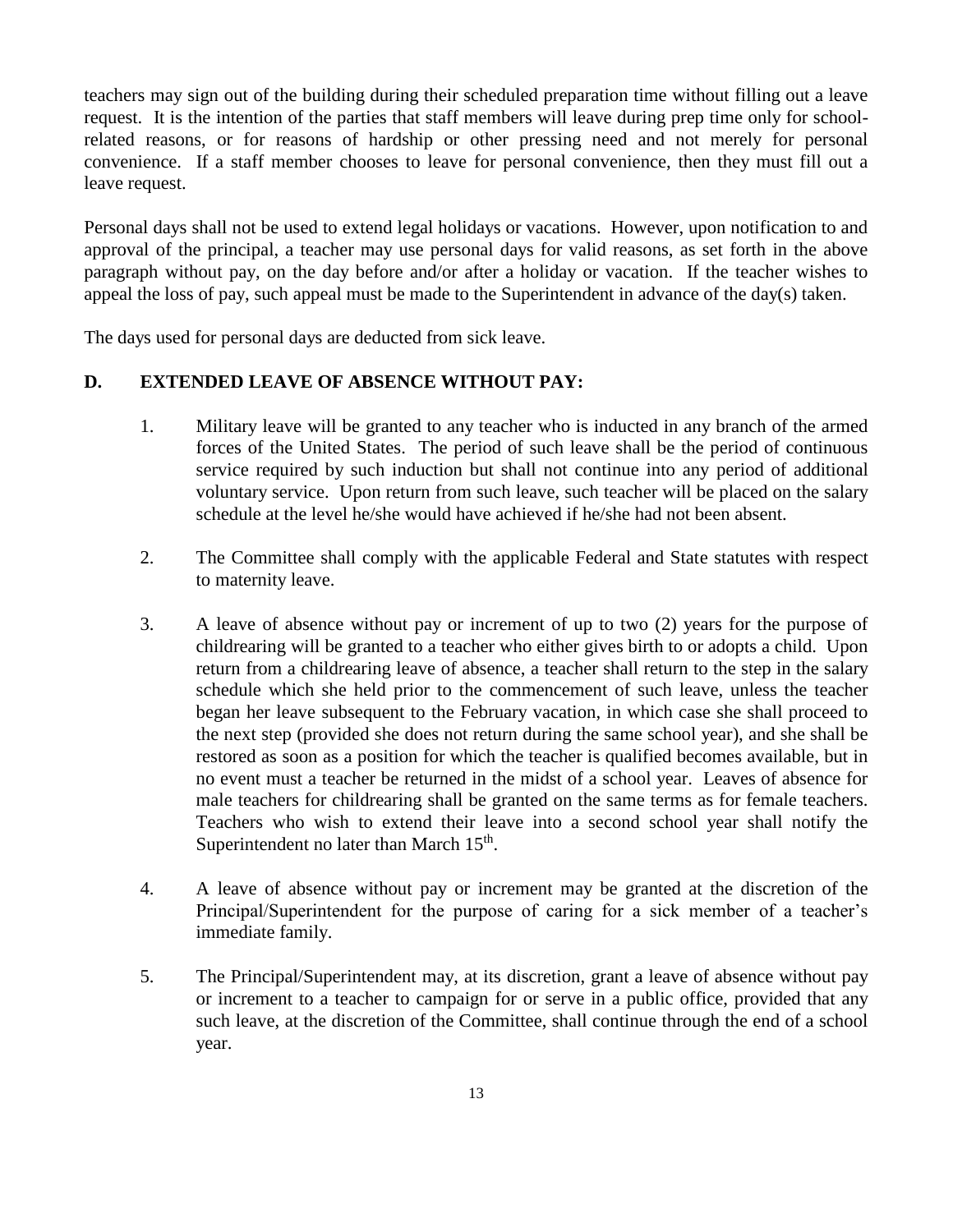teachers may sign out of the building during their scheduled preparation time without filling out a leave request. It is the intention of the parties that staff members will leave during prep time only for school-related reasons, or for reasons of hardship or other pressing need and not merely for personal convenience. If a staff member chooses to leave for personal convenience, then they must fill out a leave request.

Personal days shall not be used to extend legal holidays or vacations. However, upon notification to and approval of the principal, a teacher may use personal days for valid reasons, as set forth in the above paragraph without pay, on the day before and/or after a holiday or vacation. If the teacher wishes to appeal the loss of pay, such appeal must be made to the Superintendent in advance of the day(s) taken.

The days used for personal days are deducted from sick leave.

**D. EXTENDED LEAVE OF ABSENCE WITHOUT PAY:**

1. Military leave will be granted to any teacher who is inducted in any branch of the armed forces of the United States. The period of such leave shall be the period of continuous service required by such induction but shall not continue into any period of additional voluntary service. Upon return from such leave, such teacher will be placed on the salary schedule at the level he/she would have achieved if he/she had not been absent.

2. The Committee shall comply with the applicable Federal and State statutes with respect to maternity leave.

3. A leave of absence without pay or increment of up to two (2) years for the purpose of childrearing will be granted to a teacher who either gives birth to or adopts a child. Upon return from a childrearing leave of absence, a teacher shall return to the step in the salary schedule which she held prior to the commencement of such leave, unless the teacher began her leave subsequent to the February vacation, in which case she shall proceed to the next step (provided she does not return during the same school year), and she shall be restored as soon as a position for which the teacher is qualified becomes available, but in no event must a teacher be returned in the midst of a school year. Leaves of absence for male teachers for childrearing shall be granted on the same terms as for female teachers. Teachers who wish to extend their leave into a second school year shall notify the Superintendent no later than March 15th.

4. A leave of absence without pay or increment may be granted at the discretion of the Principal/Superintendent for the purpose of caring for a sick member of a teacher's immediate family.

5. The Principal/Superintendent may, at its discretion, grant a leave of absence without pay or increment to a teacher to campaign for or serve in a public office, provided that any such leave, at the discretion of the Committee, shall continue through the end of a school year.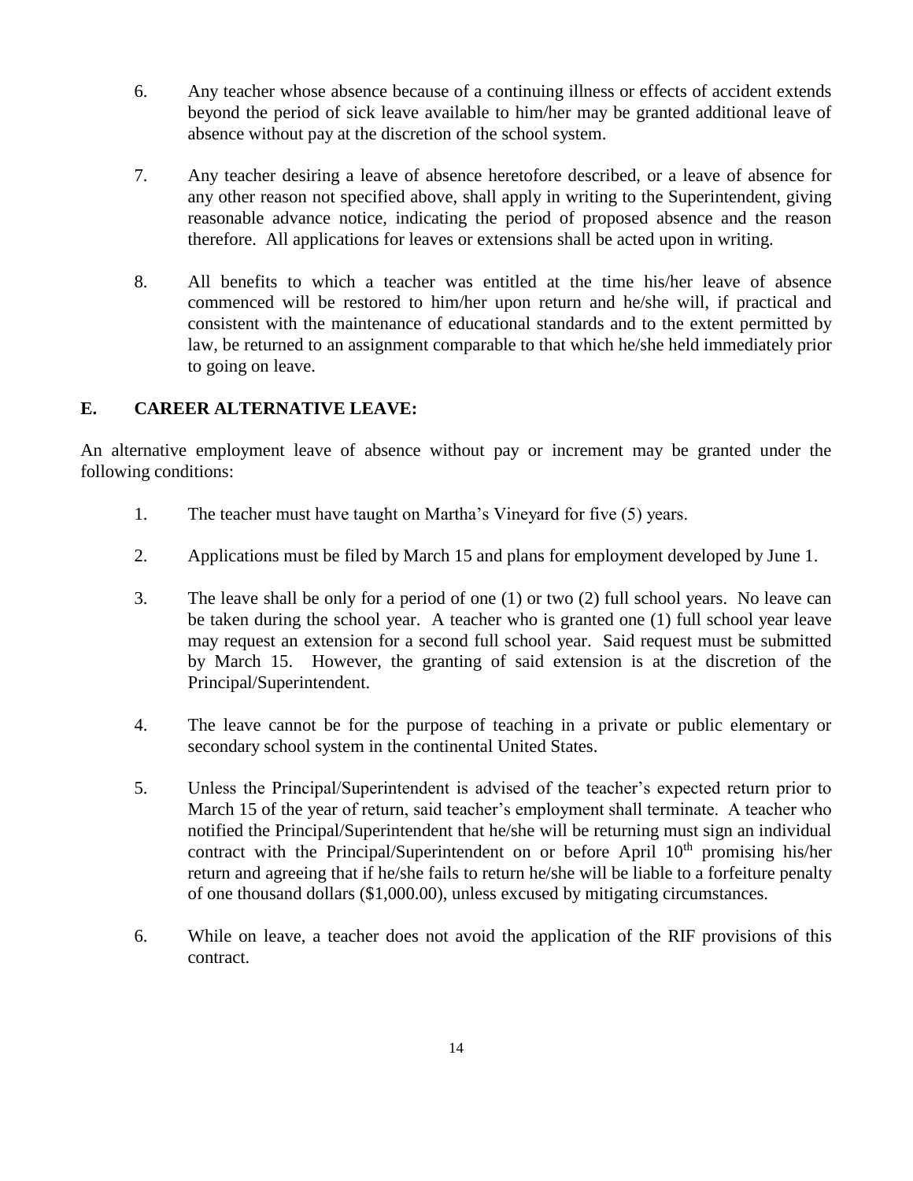6. Any teacher whose absence because of a continuing illness or effects of accident extends beyond the period of sick leave available to him/her may be granted additional leave of absence without pay at the discretion of the school system.

7. Any teacher desiring a leave of absence heretofore described, or a leave of absence for any other reason not specified above, shall apply in writing to the Superintendent, giving reasonable advance notice, indicating the period of proposed absence and the reason therefore. All applications for leaves or extensions shall be acted upon in writing.

8. All benefits to which a teacher was entitled at the time his/her leave of absence commenced will be restored to him/her upon return and he/she will, if practical and consistent with the maintenance of educational standards and to the extent permitted by law, be returned to an assignment comparable to that which he/she held immediately prior to going on leave.

## E. CAREER ALTERNATIVE LEAVE:

An alternative employment leave of absence without pay or increment may be granted under the following conditions:

1. The teacher must have taught on Martha's Vineyard for five (5) years.

2. Applications must be filed by March 15 and plans for employment developed by June 1.

3. The leave shall be only for a period of one (1) or two (2) full school years. No leave can be taken during the school year. A teacher who is granted one (1) full school year leave may request an extension for a second full school year. Said request must be submitted by March 15. However, the granting of said extension is at the discretion of the Principal/Superintendent.

4. The leave cannot be for the purpose of teaching in a private or public elementary or secondary school system in the continental United States.

5. Unless the Principal/Superintendent is advised of the teacher's expected return prior to March 15 of the year of return, said teacher's employment shall terminate. A teacher who notified the Principal/Superintendent that he/she will be returning must sign an individual contract with the Principal/Superintendent on or before April 10th promising his/her return and agreeing that if he/she fails to return he/she will be liable to a forfeiture penalty of one thousand dollars ($1,000.00), unless excused by mitigating circumstances.

6. While on leave, a teacher does not avoid the application of the RIF provisions of this contract.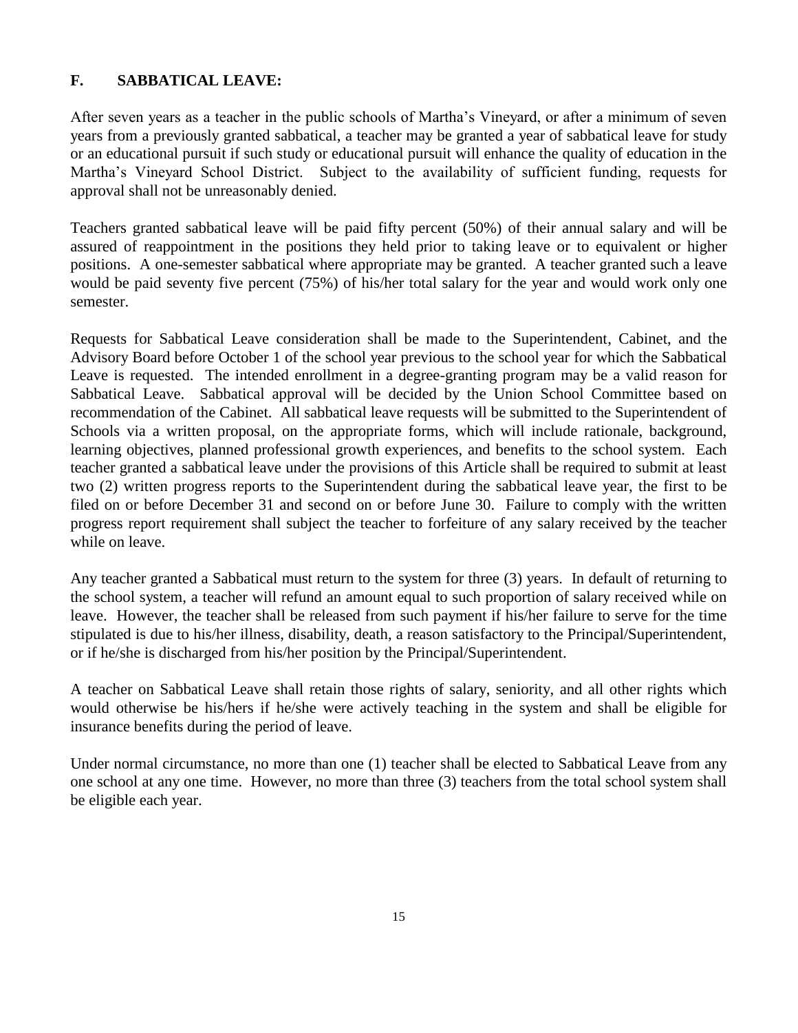## F. SABBATICAL LEAVE:

After seven years as a teacher in the public schools of Martha's Vineyard, or after a minimum of seven years from a previously granted sabbatical, a teacher may be granted a year of sabbatical leave for study or an educational pursuit if such study or educational pursuit will enhance the quality of education in the Martha's Vineyard School District. Subject to the availability of sufficient funding, requests for approval shall not be unreasonably denied.

Teachers granted sabbatical leave will be paid fifty percent (50%) of their annual salary and will be assured of reappointment in the positions they held prior to taking leave or to equivalent or higher positions. A one-semester sabbatical where appropriate may be granted. A teacher granted such a leave would be paid seventy five percent (75%) of his/her total salary for the year and would work only one semester.

Requests for Sabbatical Leave consideration shall be made to the Superintendent, Cabinet, and the Advisory Board before October 1 of the school year previous to the school year for which the Sabbatical Leave is requested. The intended enrollment in a degree-granting program may be a valid reason for Sabbatical Leave. Sabbatical approval will be decided by the Union School Committee based on recommendation of the Cabinet. All sabbatical leave requests will be submitted to the Superintendent of Schools via a written proposal, on the appropriate forms, which will include rationale, background, learning objectives, planned professional growth experiences, and benefits to the school system. Each teacher granted a sabbatical leave under the provisions of this Article shall be required to submit at least two (2) written progress reports to the Superintendent during the sabbatical leave year, the first to be filed on or before December 31 and second on or before June 30. Failure to comply with the written progress report requirement shall subject the teacher to forfeiture of any salary received by the teacher while on leave.

Any teacher granted a Sabbatical must return to the system for three (3) years. In default of returning to the school system, a teacher will refund an amount equal to such proportion of salary received while on leave. However, the teacher shall be released from such payment if his/her failure to serve for the time stipulated is due to his/her illness, disability, death, a reason satisfactory to the Principal/Superintendent, or if he/she is discharged from his/her position by the Principal/Superintendent.

A teacher on Sabbatical Leave shall retain those rights of salary, seniority, and all other rights which would otherwise be his/hers if he/she were actively teaching in the system and shall be eligible for insurance benefits during the period of leave.

Under normal circumstance, no more than one (1) teacher shall be elected to Sabbatical Leave from any one school at any one time. However, no more than three (3) teachers from the total school system shall be eligible each year.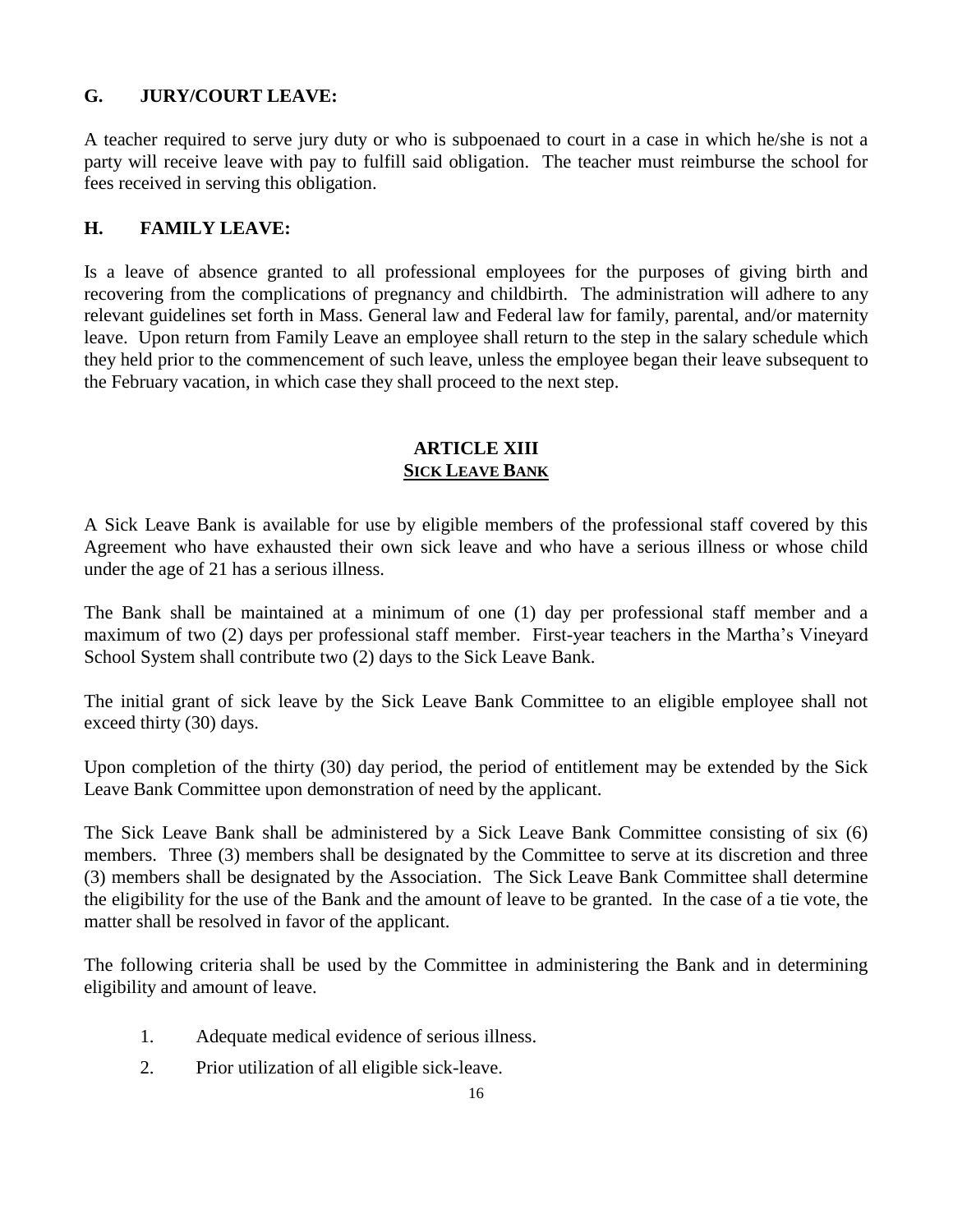### G. JURY/COURT LEAVE:

A teacher required to serve jury duty or who is subpoenaed to court in a case in which he/she is not a party will receive leave with pay to fulfill said obligation. The teacher must reimburse the school for fees received in serving this obligation.

### H. FAMILY LEAVE:

Is a leave of absence granted to all professional employees for the purposes of giving birth and recovering from the complications of pregnancy and childbirth. The administration will adhere to any relevant guidelines set forth in Mass. General law and Federal law for family, parental, and/or maternity leave. Upon return from Family Leave an employee shall return to the step in the salary schedule which they held prior to the commencement of such leave, unless the employee began their leave subsequent to the February vacation, in which case they shall proceed to the next step.

## ARTICLE XIII
## SICK LEAVE BANK

A Sick Leave Bank is available for use by eligible members of the professional staff covered by this Agreement who have exhausted their own sick leave and who have a serious illness or whose child under the age of 21 has a serious illness.

The Bank shall be maintained at a minimum of one (1) day per professional staff member and a maximum of two (2) days per professional staff member. First-year teachers in the Martha's Vineyard School System shall contribute two (2) days to the Sick Leave Bank.

The initial grant of sick leave by the Sick Leave Bank Committee to an eligible employee shall not exceed thirty (30) days.

Upon completion of the thirty (30) day period, the period of entitlement may be extended by the Sick Leave Bank Committee upon demonstration of need by the applicant.

The Sick Leave Bank shall be administered by a Sick Leave Bank Committee consisting of six (6) members. Three (3) members shall be designated by the Committee to serve at its discretion and three (3) members shall be designated by the Association. The Sick Leave Bank Committee shall determine the eligibility for the use of the Bank and the amount of leave to be granted. In the case of a tie vote, the matter shall be resolved in favor of the applicant.

The following criteria shall be used by the Committee in administering the Bank and in determining eligibility and amount of leave.

1. Adequate medical evidence of serious illness.
2. Prior utilization of all eligible sick-leave.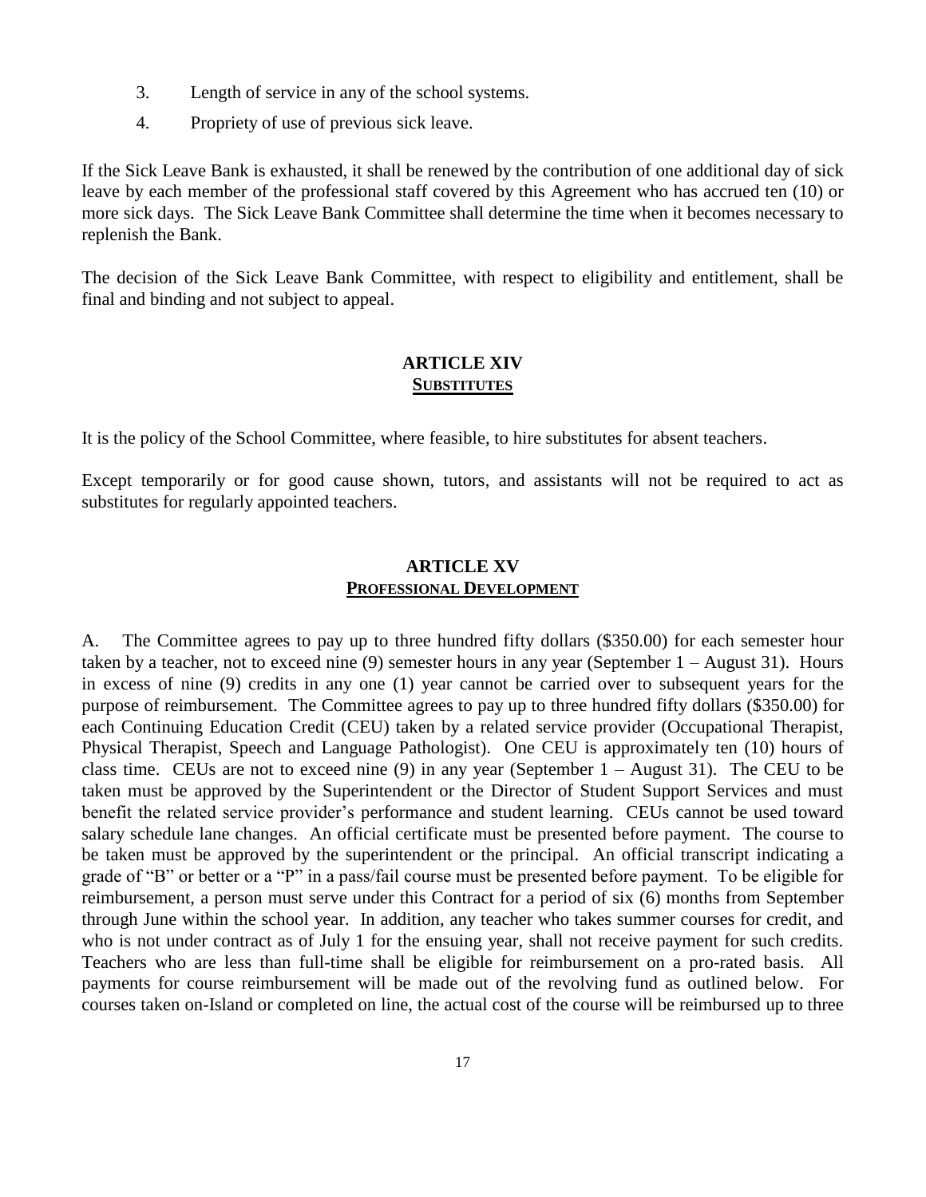3. Length of service in any of the school systems.
4. Propriety of use of previous sick leave.

If the Sick Leave Bank is exhausted, it shall be renewed by the contribution of one additional day of sick leave by each member of the professional staff covered by this Agreement who has accrued ten (10) or more sick days. The Sick Leave Bank Committee shall determine the time when it becomes necessary to replenish the Bank.

The decision of the Sick Leave Bank Committee, with respect to eligibility and entitlement, shall be final and binding and not subject to appeal.

## ARTICLE XIV
## SUBSTITUTES

It is the policy of the School Committee, where feasible, to hire substitutes for absent teachers.

Except temporarily or for good cause shown, tutors, and assistants will not be required to act as substitutes for regularly appointed teachers.

## ARTICLE XV
## PROFESSIONAL DEVELOPMENT

A. The Committee agrees to pay up to three hundred fifty dollars ($350.00) for each semester hour taken by a teacher, not to exceed nine (9) semester hours in any year (September 1 – August 31). Hours in excess of nine (9) credits in any one (1) year cannot be carried over to subsequent years for the purpose of reimbursement. The Committee agrees to pay up to three hundred fifty dollars ($350.00) for each Continuing Education Credit (CEU) taken by a related service provider (Occupational Therapist, Physical Therapist, Speech and Language Pathologist). One CEU is approximately ten (10) hours of class time. CEUs are not to exceed nine (9) in any year (September 1 – August 31). The CEU to be taken must be approved by the Superintendent or the Director of Student Support Services and must benefit the related service provider's performance and student learning. CEUs cannot be used toward salary schedule lane changes. An official certificate must be presented before payment. The course to be taken must be approved by the superintendent or the principal. An official transcript indicating a grade of "B" or better or a "P" in a pass/fail course must be presented before payment. To be eligible for reimbursement, a person must serve under this Contract for a period of six (6) months from September through June within the school year. In addition, any teacher who takes summer courses for credit, and who is not under contract as of July 1 for the ensuing year, shall not receive payment for such credits. Teachers who are less than full-time shall be eligible for reimbursement on a pro-rated basis. All payments for course reimbursement will be made out of the revolving fund as outlined below. For courses taken on-Island or completed on line, the actual cost of the course will be reimbursed up to three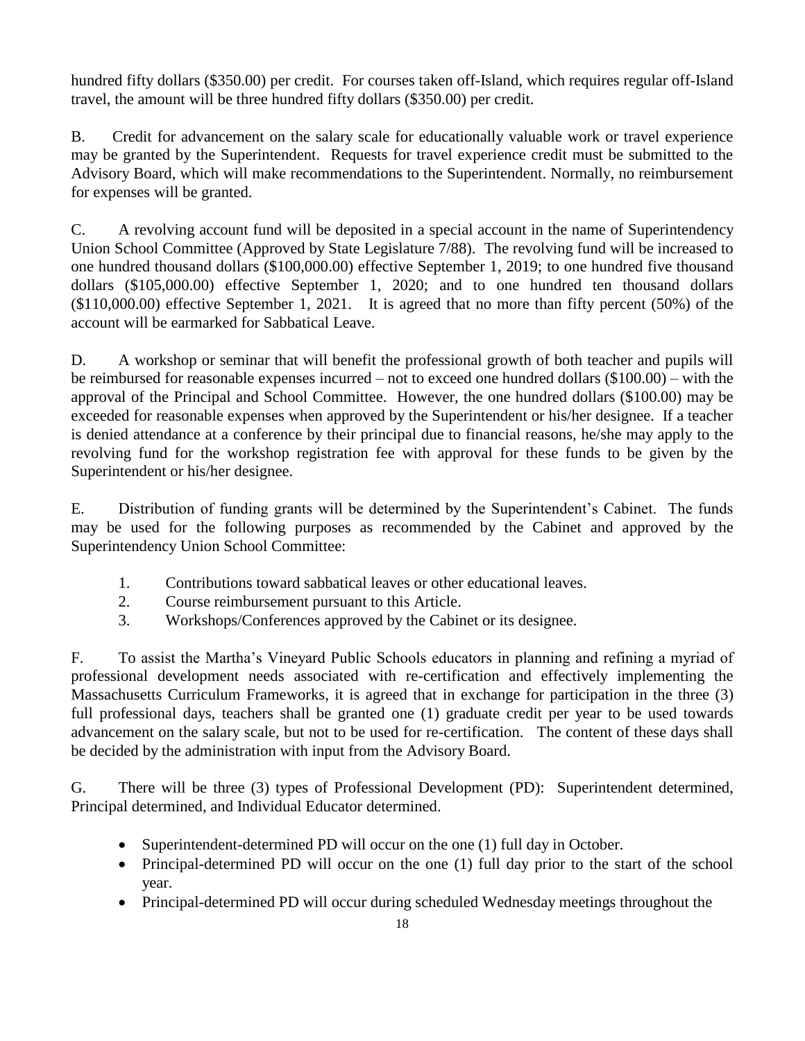hundred fifty dollars ($350.00) per credit. For courses taken off-Island, which requires regular off-Island travel, the amount will be three hundred fifty dollars ($350.00) per credit.

B. Credit for advancement on the salary scale for educationally valuable work or travel experience may be granted by the Superintendent. Requests for travel experience credit must be submitted to the Advisory Board, which will make recommendations to the Superintendent. Normally, no reimbursement for expenses will be granted.

C. A revolving account fund will be deposited in a special account in the name of Superintendency Union School Committee (Approved by State Legislature 7/88). The revolving fund will be increased to one hundred thousand dollars ($100,000.00) effective September 1, 2019; to one hundred five thousand dollars ($105,000.00) effective September 1, 2020; and to one hundred ten thousand dollars ($110,000.00) effective September 1, 2021. It is agreed that no more than fifty percent (50%) of the account will be earmarked for Sabbatical Leave.

D. A workshop or seminar that will benefit the professional growth of both teacher and pupils will be reimbursed for reasonable expenses incurred – not to exceed one hundred dollars ($100.00) – with the approval of the Principal and School Committee. However, the one hundred dollars ($100.00) may be exceeded for reasonable expenses when approved by the Superintendent or his/her designee. If a teacher is denied attendance at a conference by their principal due to financial reasons, he/she may apply to the revolving fund for the workshop registration fee with approval for these funds to be given by the Superintendent or his/her designee.

E. Distribution of funding grants will be determined by the Superintendent's Cabinet. The funds may be used for the following purposes as recommended by the Cabinet and approved by the Superintendency Union School Committee:

1. Contributions toward sabbatical leaves or other educational leaves.
2. Course reimbursement pursuant to this Article.
3. Workshops/Conferences approved by the Cabinet or its designee.

F. To assist the Martha's Vineyard Public Schools educators in planning and refining a myriad of professional development needs associated with re-certification and effectively implementing the Massachusetts Curriculum Frameworks, it is agreed that in exchange for participation in the three (3) full professional days, teachers shall be granted one (1) graduate credit per year to be used towards advancement on the salary scale, but not to be used for re-certification. The content of these days shall be decided by the administration with input from the Advisory Board.

G. There will be three (3) types of Professional Development (PD): Superintendent determined, Principal determined, and Individual Educator determined.

- Superintendent-determined PD will occur on the one (1) full day in October.
- Principal-determined PD will occur on the one (1) full day prior to the start of the school year.
- Principal-determined PD will occur during scheduled Wednesday meetings throughout the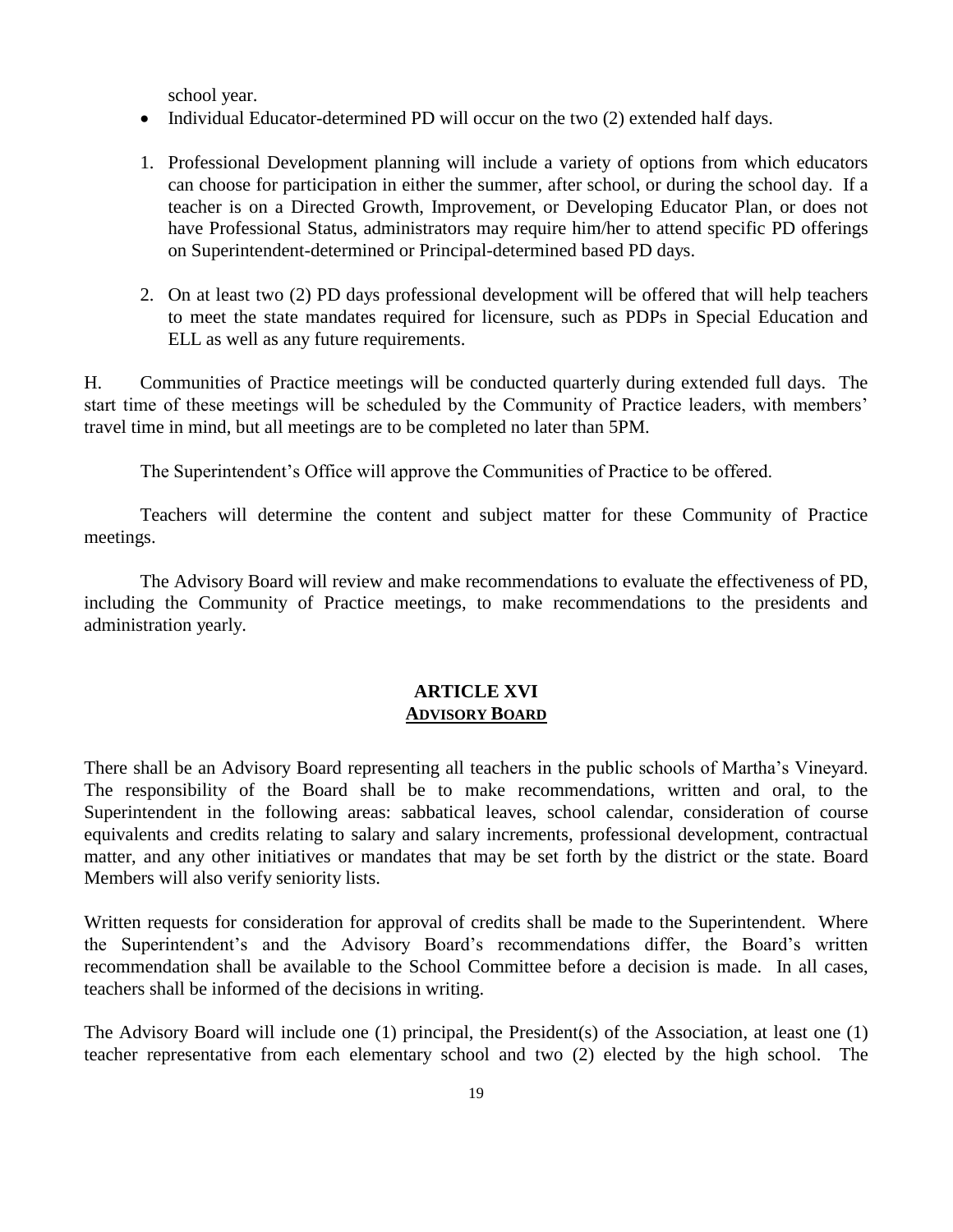school year.

- Individual Educator-determined PD will occur on the two (2) extended half days.

1. Professional Development planning will include a variety of options from which educators can choose for participation in either the summer, after school, or during the school day. If a teacher is on a Directed Growth, Improvement, or Developing Educator Plan, or does not have Professional Status, administrators may require him/her to attend specific PD offerings on Superintendent-determined or Principal-determined based PD days.

2. On at least two (2) PD days professional development will be offered that will help teachers to meet the state mandates required for licensure, such as PDPs in Special Education and ELL as well as any future requirements.

H. Communities of Practice meetings will be conducted quarterly during extended full days. The start time of these meetings will be scheduled by the Community of Practice leaders, with members' travel time in mind, but all meetings are to be completed no later than 5PM.

The Superintendent's Office will approve the Communities of Practice to be offered.

Teachers will determine the content and subject matter for these Community of Practice meetings.

The Advisory Board will review and make recommendations to evaluate the effectiveness of PD, including the Community of Practice meetings, to make recommendations to the presidents and administration yearly.

## ARTICLE XVI
## ADVISORY BOARD

There shall be an Advisory Board representing all teachers in the public schools of Martha's Vineyard. The responsibility of the Board shall be to make recommendations, written and oral, to the Superintendent in the following areas: sabbatical leaves, school calendar, consideration of course equivalents and credits relating to salary and salary increments, professional development, contractual matter, and any other initiatives or mandates that may be set forth by the district or the state. Board Members will also verify seniority lists.

Written requests for consideration for approval of credits shall be made to the Superintendent. Where the Superintendent's and the Advisory Board's recommendations differ, the Board's written recommendation shall be available to the School Committee before a decision is made. In all cases, teachers shall be informed of the decisions in writing.

The Advisory Board will include one (1) principal, the President(s) of the Association, at least one (1) teacher representative from each elementary school and two (2) elected by the high school. The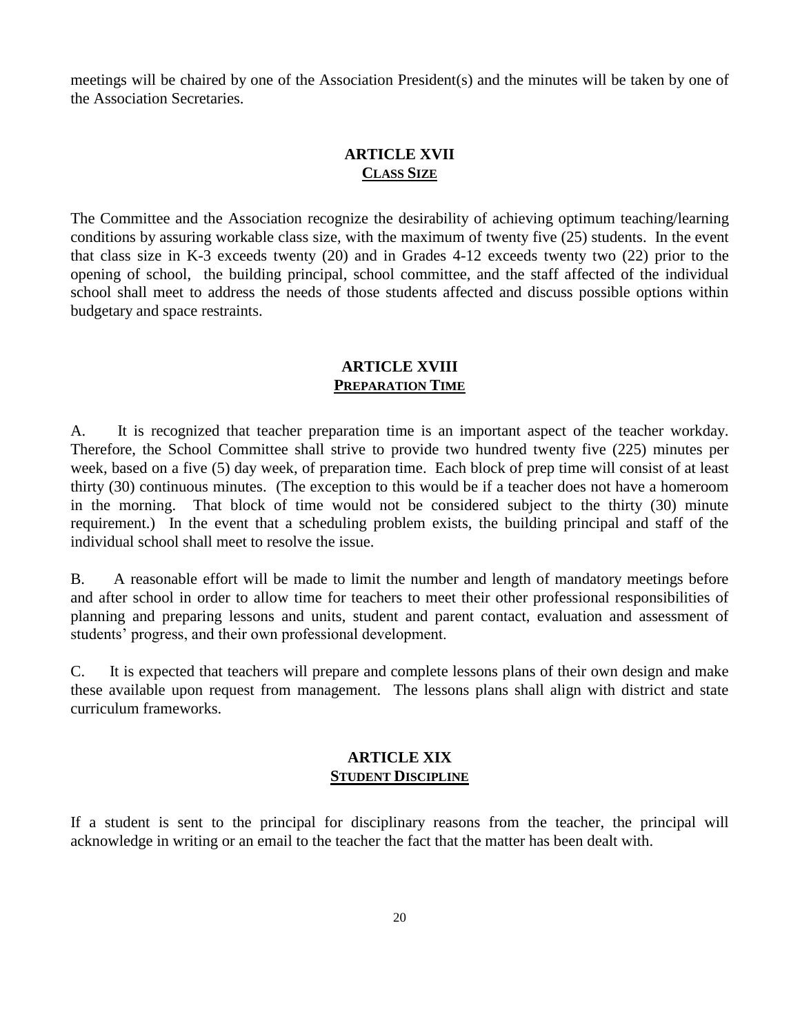meetings will be chaired by one of the Association President(s) and the minutes will be taken by one of the Association Secretaries.

## ARTICLE XVII
**CLASS SIZE**

The Committee and the Association recognize the desirability of achieving optimum teaching/learning conditions by assuring workable class size, with the maximum of twenty five (25) students. In the event that class size in K-3 exceeds twenty (20) and in Grades 4-12 exceeds twenty two (22) prior to the opening of school, the building principal, school committee, and the staff affected of the individual school shall meet to address the needs of those students affected and discuss possible options within budgetary and space restraints.

## ARTICLE XVIII
**PREPARATION TIME**

A. It is recognized that teacher preparation time is an important aspect of the teacher workday. Therefore, the School Committee shall strive to provide two hundred twenty five (225) minutes per week, based on a five (5) day week, of preparation time. Each block of prep time will consist of at least thirty (30) continuous minutes. (The exception to this would be if a teacher does not have a homeroom in the morning. That block of time would not be considered subject to the thirty (30) minute requirement.) In the event that a scheduling problem exists, the building principal and staff of the individual school shall meet to resolve the issue.

B. A reasonable effort will be made to limit the number and length of mandatory meetings before and after school in order to allow time for teachers to meet their other professional responsibilities of planning and preparing lessons and units, student and parent contact, evaluation and assessment of students' progress, and their own professional development.

C. It is expected that teachers will prepare and complete lessons plans of their own design and make these available upon request from management. The lessons plans shall align with district and state curriculum frameworks.

## ARTICLE XIX
**STUDENT DISCIPLINE**

If a student is sent to the principal for disciplinary reasons from the teacher, the principal will acknowledge in writing or an email to the teacher the fact that the matter has been dealt with.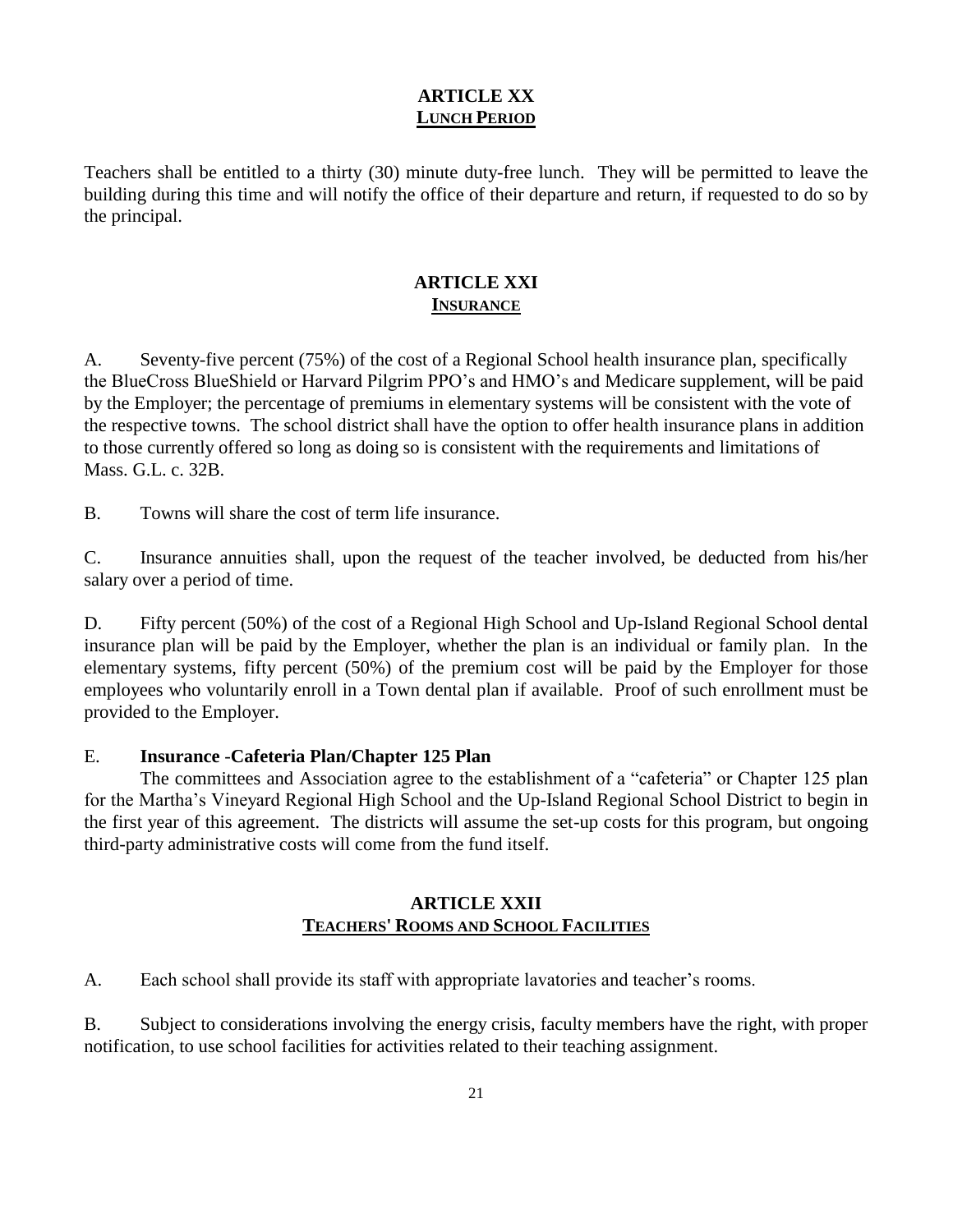## ARTICLE XX
## LUNCH PERIOD

Teachers shall be entitled to a thirty (30) minute duty-free lunch. They will be permitted to leave the building during this time and will notify the office of their departure and return, if requested to do so by the principal.

## ARTICLE XXI
## INSURANCE

A. Seventy-five percent (75%) of the cost of a Regional School health insurance plan, specifically the BlueCross BlueShield or Harvard Pilgrim PPO's and HMO's and Medicare supplement, will be paid by the Employer; the percentage of premiums in elementary systems will be consistent with the vote of the respective towns. The school district shall have the option to offer health insurance plans in addition to those currently offered so long as doing so is consistent with the requirements and limitations of Mass. G.L. c. 32B.

B. Towns will share the cost of term life insurance.

C. Insurance annuities shall, upon the request of the teacher involved, be deducted from his/her salary over a period of time.

D. Fifty percent (50%) of the cost of a Regional High School and Up-Island Regional School dental insurance plan will be paid by the Employer, whether the plan is an individual or family plan. In the elementary systems, fifty percent (50%) of the premium cost will be paid by the Employer for those employees who voluntarily enroll in a Town dental plan if available. Proof of such enrollment must be provided to the Employer.

E. **Insurance -Cafeteria Plan/Chapter 125 Plan**

The committees and Association agree to the establishment of a "cafeteria" or Chapter 125 plan for the Martha's Vineyard Regional High School and the Up-Island Regional School District to begin in the first year of this agreement. The districts will assume the set-up costs for this program, but ongoing third-party administrative costs will come from the fund itself.

## ARTICLE XXII
## TEACHERS' ROOMS AND SCHOOL FACILITIES

A. Each school shall provide its staff with appropriate lavatories and teacher's rooms.

B. Subject to considerations involving the energy crisis, faculty members have the right, with proper notification, to use school facilities for activities related to their teaching assignment.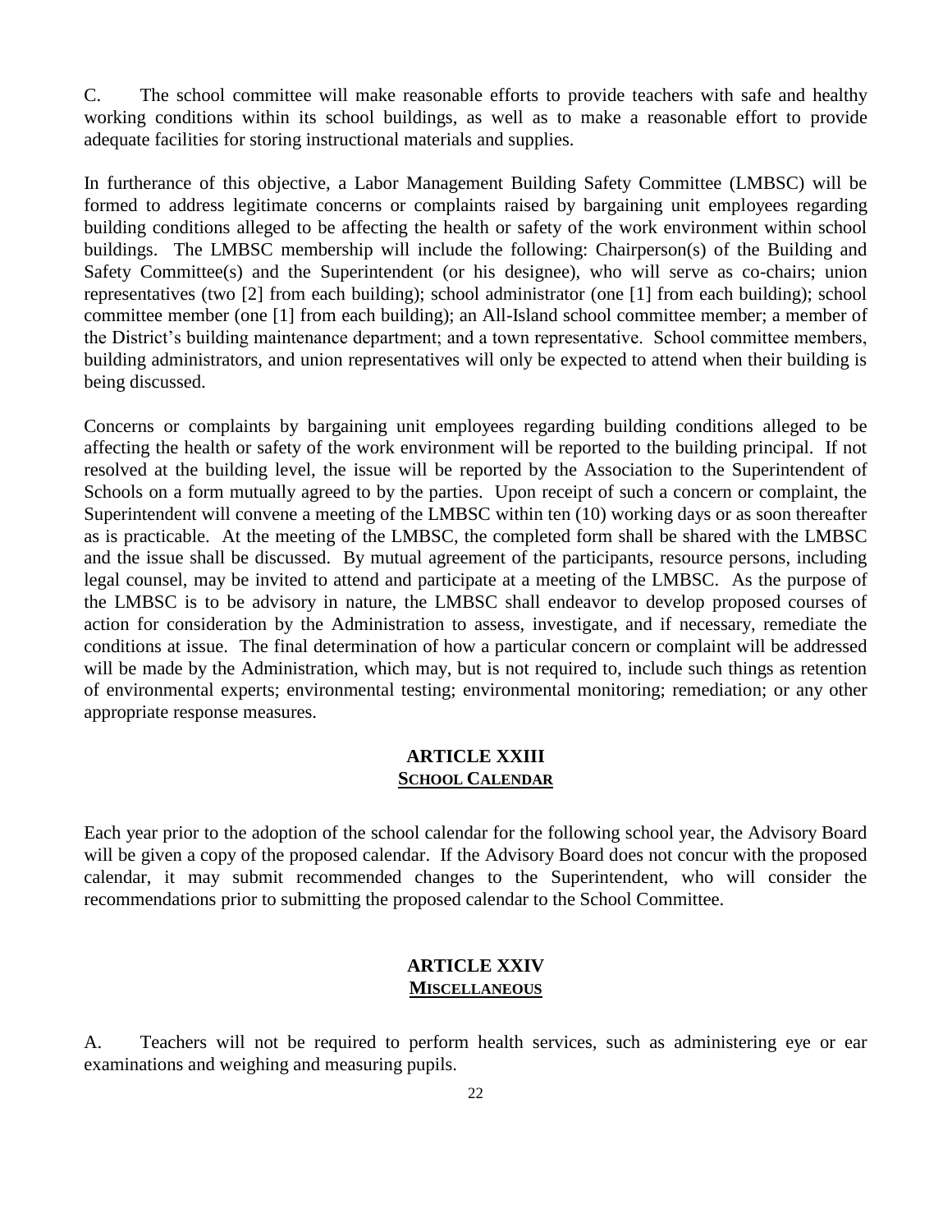C. The school committee will make reasonable efforts to provide teachers with safe and healthy working conditions within its school buildings, as well as to make a reasonable effort to provide adequate facilities for storing instructional materials and supplies.

In furtherance of this objective, a Labor Management Building Safety Committee (LMBSC) will be formed to address legitimate concerns or complaints raised by bargaining unit employees regarding building conditions alleged to be affecting the health or safety of the work environment within school buildings. The LMBSC membership will include the following: Chairperson(s) of the Building and Safety Committee(s) and the Superintendent (or his designee), who will serve as co-chairs; union representatives (two [2] from each building); school administrator (one [1] from each building); school committee member (one [1] from each building); an All-Island school committee member; a member of the District's building maintenance department; and a town representative. School committee members, building administrators, and union representatives will only be expected to attend when their building is being discussed.

Concerns or complaints by bargaining unit employees regarding building conditions alleged to be affecting the health or safety of the work environment will be reported to the building principal. If not resolved at the building level, the issue will be reported by the Association to the Superintendent of Schools on a form mutually agreed to by the parties. Upon receipt of such a concern or complaint, the Superintendent will convene a meeting of the LMBSC within ten (10) working days or as soon thereafter as is practicable. At the meeting of the LMBSC, the completed form shall be shared with the LMBSC and the issue shall be discussed. By mutual agreement of the participants, resource persons, including legal counsel, may be invited to attend and participate at a meeting of the LMBSC. As the purpose of the LMBSC is to be advisory in nature, the LMBSC shall endeavor to develop proposed courses of action for consideration by the Administration to assess, investigate, and if necessary, remediate the conditions at issue. The final determination of how a particular concern or complaint will be addressed will be made by the Administration, which may, but is not required to, include such things as retention of environmental experts; environmental testing; environmental monitoring; remediation; or any other appropriate response measures.

## ARTICLE XXIII
## SCHOOL CALENDAR

Each year prior to the adoption of the school calendar for the following school year, the Advisory Board will be given a copy of the proposed calendar. If the Advisory Board does not concur with the proposed calendar, it may submit recommended changes to the Superintendent, who will consider the recommendations prior to submitting the proposed calendar to the School Committee.

## ARTICLE XXIV
## MISCELLANEOUS

A. Teachers will not be required to perform health services, such as administering eye or ear examinations and weighing and measuring pupils.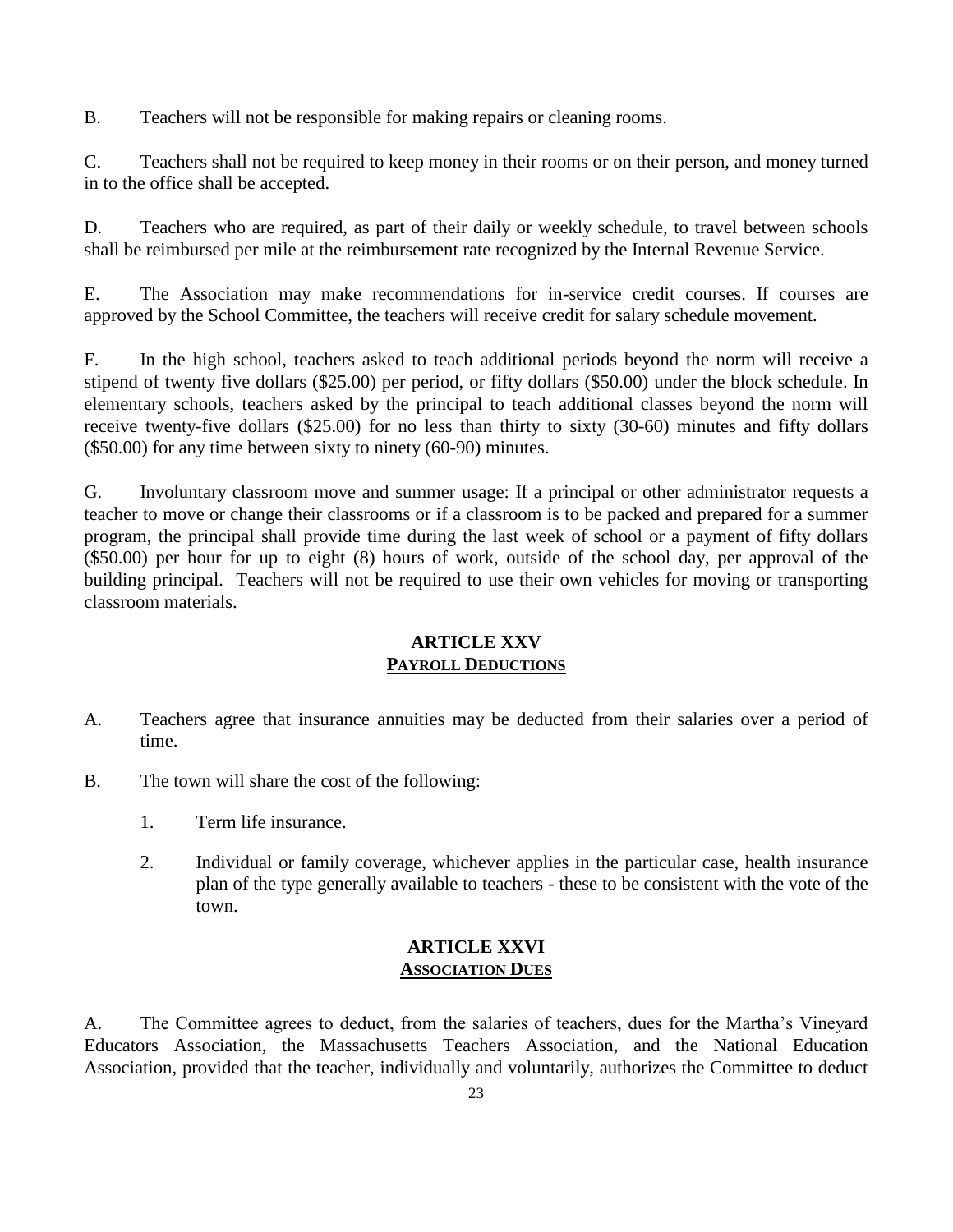B. Teachers will not be responsible for making repairs or cleaning rooms.

C. Teachers shall not be required to keep money in their rooms or on their person, and money turned in to the office shall be accepted.

D. Teachers who are required, as part of their daily or weekly schedule, to travel between schools shall be reimbursed per mile at the reimbursement rate recognized by the Internal Revenue Service.

E. The Association may make recommendations for in-service credit courses. If courses are approved by the School Committee, the teachers will receive credit for salary schedule movement.

F. In the high school, teachers asked to teach additional periods beyond the norm will receive a stipend of twenty five dollars ($25.00) per period, or fifty dollars ($50.00) under the block schedule. In elementary schools, teachers asked by the principal to teach additional classes beyond the norm will receive twenty-five dollars ($25.00) for no less than thirty to sixty (30-60) minutes and fifty dollars ($50.00) for any time between sixty to ninety (60-90) minutes.

G. Involuntary classroom move and summer usage: If a principal or other administrator requests a teacher to move or change their classrooms or if a classroom is to be packed and prepared for a summer program, the principal shall provide time during the last week of school or a payment of fifty dollars ($50.00) per hour for up to eight (8) hours of work, outside of the school day, per approval of the building principal. Teachers will not be required to use their own vehicles for moving or transporting classroom materials.

## ARTICLE XXV
## PAYROLL DEDUCTIONS

A. Teachers agree that insurance annuities may be deducted from their salaries over a period of time.

B. The town will share the cost of the following:

   1. Term life insurance.

   2. Individual or family coverage, whichever applies in the particular case, health insurance plan of the type generally available to teachers - these to be consistent with the vote of the town.

## ARTICLE XXVI
## ASSOCIATION DUES

A. The Committee agrees to deduct, from the salaries of teachers, dues for the Martha's Vineyard Educators Association, the Massachusetts Teachers Association, and the National Education Association, provided that the teacher, individually and voluntarily, authorizes the Committee to deduct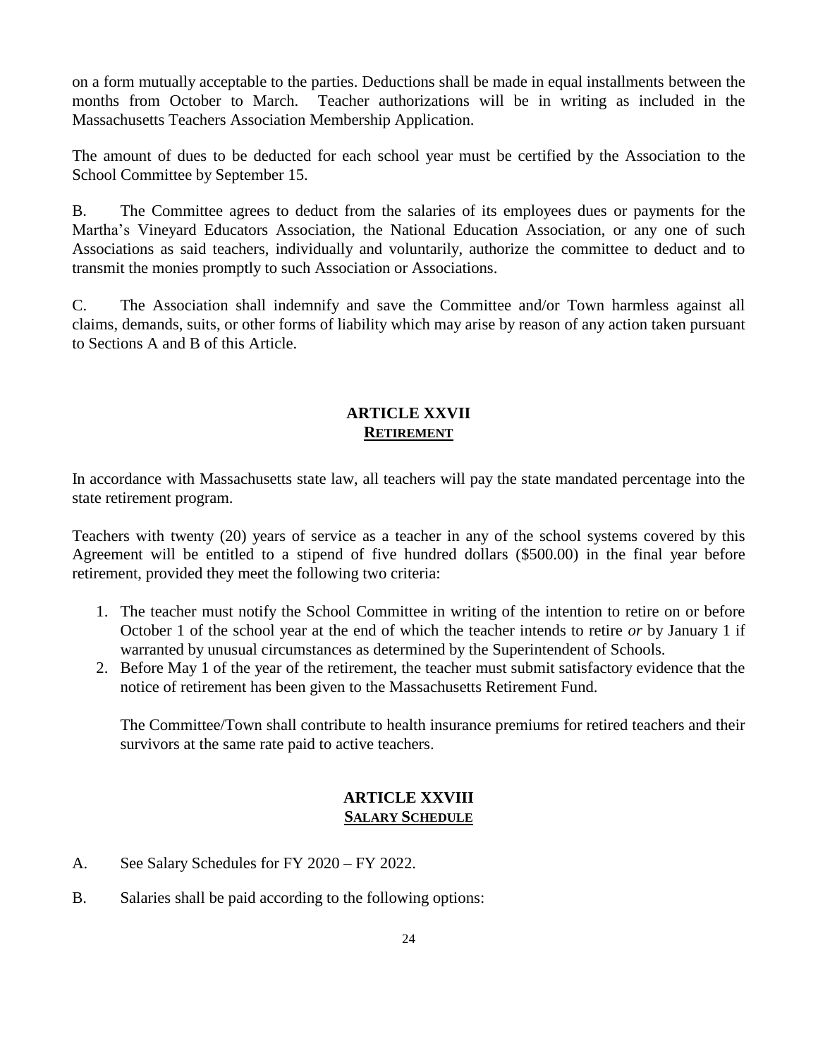on a form mutually acceptable to the parties. Deductions shall be made in equal installments between the months from October to March. Teacher authorizations will be in writing as included in the Massachusetts Teachers Association Membership Application.

The amount of dues to be deducted for each school year must be certified by the Association to the School Committee by September 15.

B. The Committee agrees to deduct from the salaries of its employees dues or payments for the Martha's Vineyard Educators Association, the National Education Association, or any one of such Associations as said teachers, individually and voluntarily, authorize the committee to deduct and to transmit the monies promptly to such Association or Associations.

C. The Association shall indemnify and save the Committee and/or Town harmless against all claims, demands, suits, or other forms of liability which may arise by reason of any action taken pursuant to Sections A and B of this Article.

## ARTICLE XXVII
## RETIREMENT

In accordance with Massachusetts state law, all teachers will pay the state mandated percentage into the state retirement program.

Teachers with twenty (20) years of service as a teacher in any of the school systems covered by this Agreement will be entitled to a stipend of five hundred dollars ($500.00) in the final year before retirement, provided they meet the following two criteria:

1. The teacher must notify the School Committee in writing of the intention to retire on or before October 1 of the school year at the end of which the teacher intends to retire *or* by January 1 if warranted by unusual circumstances as determined by the Superintendent of Schools.
2. Before May 1 of the year of the retirement, the teacher must submit satisfactory evidence that the notice of retirement has been given to the Massachusetts Retirement Fund.

   The Committee/Town shall contribute to health insurance premiums for retired teachers and their survivors at the same rate paid to active teachers.

## ARTICLE XXVIII
## SALARY SCHEDULE

A. See Salary Schedules for FY 2020 – FY 2022.

B. Salaries shall be paid according to the following options: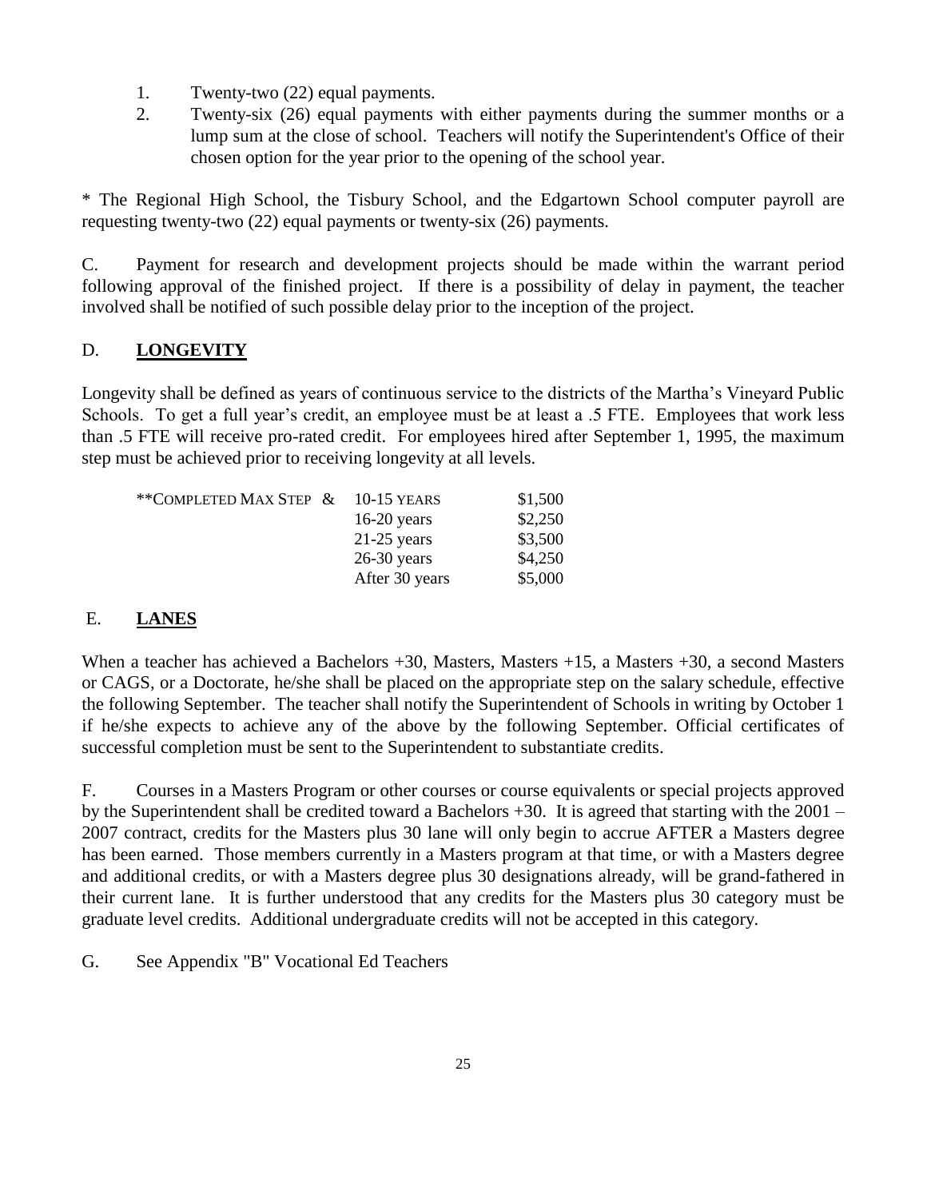1. Twenty-two (22) equal payments.
2. Twenty-six (26) equal payments with either payments during the summer months or a lump sum at the close of school. Teachers will notify the Superintendent's Office of their chosen option for the year prior to the opening of the school year.

* The Regional High School, the Tisbury School, and the Edgartown School computer payroll are requesting twenty-two (22) equal payments or twenty-six (26) payments.

C. Payment for research and development projects should be made within the warrant period following approval of the finished project. If there is a possibility of delay in payment, the teacher involved shall be notified of such possible delay prior to the inception of the project.

D. **LONGEVITY**

Longevity shall be defined as years of continuous service to the districts of the Martha's Vineyard Public Schools. To get a full year's credit, an employee must be at least a .5 FTE. Employees that work less than .5 FTE will receive pro-rated credit. For employees hired after September 1, 1995, the maximum step must be achieved prior to receiving longevity at all levels.

| | | |
|---|---|---|
| **COMPLETED MAX STEP & | 10-15 YEARS | $1,500 |
| | 16-20 years | $2,250 |
| | 21-25 years | $3,500 |
| | 26-30 years | $4,250 |
| | After 30 years | $5,000 |

E. **LANES**

When a teacher has achieved a Bachelors +30, Masters, Masters +15, a Masters +30, a second Masters or CAGS, or a Doctorate, he/she shall be placed on the appropriate step on the salary schedule, effective the following September. The teacher shall notify the Superintendent of Schools in writing by October 1 if he/she expects to achieve any of the above by the following September. Official certificates of successful completion must be sent to the Superintendent to substantiate credits.

F. Courses in a Masters Program or other courses or course equivalents or special projects approved by the Superintendent shall be credited toward a Bachelors +30. It is agreed that starting with the 2001 – 2007 contract, credits for the Masters plus 30 lane will only begin to accrue AFTER a Masters degree has been earned. Those members currently in a Masters program at that time, or with a Masters degree and additional credits, or with a Masters degree plus 30 designations already, will be grand-fathered in their current lane. It is further understood that any credits for the Masters plus 30 category must be graduate level credits. Additional undergraduate credits will not be accepted in this category.

G. See Appendix "B" Vocational Ed Teachers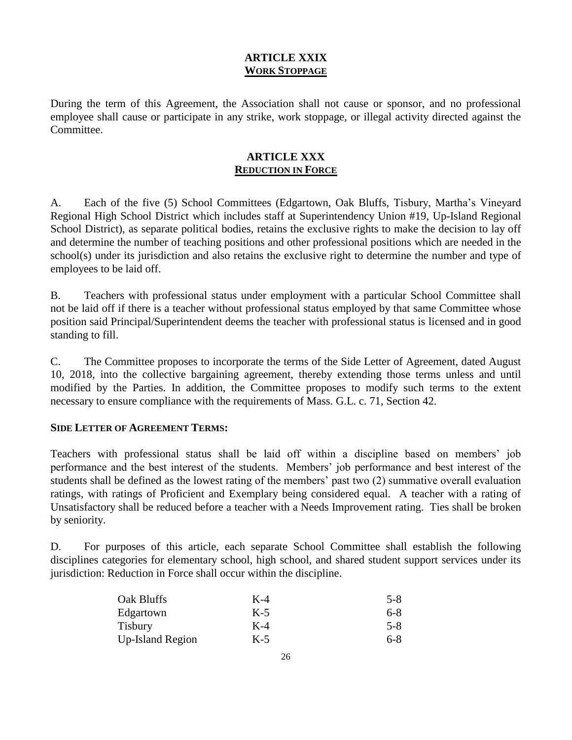## ARTICLE XXIX
## WORK STOPPAGE

During the term of this Agreement, the Association shall not cause or sponsor, and no professional employee shall cause or participate in any strike, work stoppage, or illegal activity directed against the Committee.

## ARTICLE XXX
## REDUCTION IN FORCE

A. Each of the five (5) School Committees (Edgartown, Oak Bluffs, Tisbury, Martha's Vineyard Regional High School District which includes staff at Superintendency Union #19, Up-Island Regional School District), as separate political bodies, retains the exclusive rights to make the decision to lay off and determine the number of teaching positions and other professional positions which are needed in the school(s) under its jurisdiction and also retains the exclusive right to determine the number and type of employees to be laid off.

B. Teachers with professional status under employment with a particular School Committee shall not be laid off if there is a teacher without professional status employed by that same Committee whose position said Principal/Superintendent deems the teacher with professional status is licensed and in good standing to fill.

C. The Committee proposes to incorporate the terms of the Side Letter of Agreement, dated August 10, 2018, into the collective bargaining agreement, thereby extending those terms unless and until modified by the Parties. In addition, the Committee proposes to modify such terms to the extent necessary to ensure compliance with the requirements of Mass. G.L. c. 71, Section 42.

**SIDE LETTER OF AGREEMENT TERMS:**

Teachers with professional status shall be laid off within a discipline based on members' job performance and the best interest of the students. Members' job performance and best interest of the students shall be defined as the lowest rating of the members' past two (2) summative overall evaluation ratings, with ratings of Proficient and Exemplary being considered equal. A teacher with a rating of Unsatisfactory shall be reduced before a teacher with a Needs Improvement rating. Ties shall be broken by seniority.

D. For purposes of this article, each separate School Committee shall establish the following disciplines categories for elementary school, high school, and shared student support services under its jurisdiction: Reduction in Force shall occur within the discipline.

| | | |
|---|---|---|
| Oak Bluffs | K-4 | 5-8 |
| Edgartown | K-5 | 6-8 |
| Tisbury | K-4 | 5-8 |
| Up-Island Region | K-5 | 6-8 |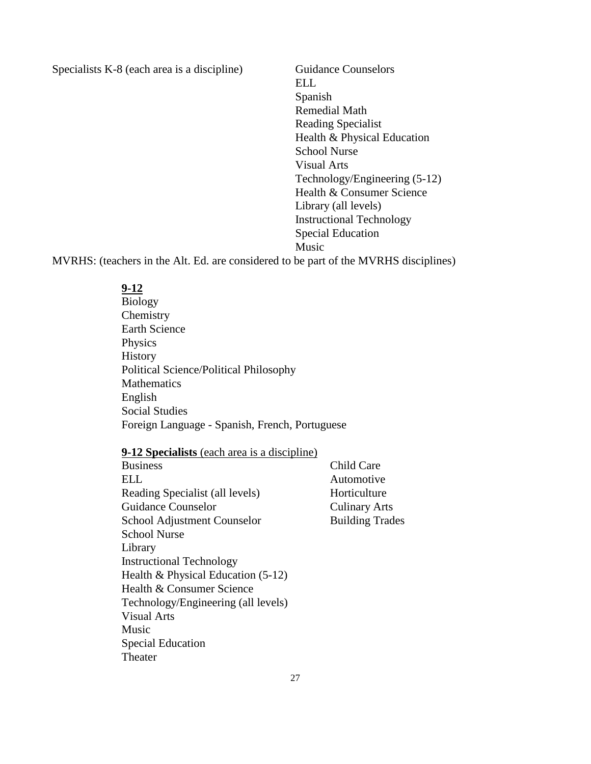Specialists K-8 (each area is a discipline)

- Guidance Counselors
- ELL
- Spanish
- Remedial Math
- Reading Specialist
- Health & Physical Education
- School Nurse
- Visual Arts
- Technology/Engineering (5-12)
- Health & Consumer Science
- Library (all levels)
- Instructional Technology
- Special Education
- Music

MVRHS: (teachers in the Alt. Ed. are considered to be part of the MVRHS disciplines)

**9-12**

- Biology
- Chemistry
- Earth Science
- Physics
- History
- Political Science/Political Philosophy
- Mathematics
- English
- Social Studies
- Foreign Language - Spanish, French, Portuguese

**9-12 Specialists** (each area is a discipline)

- Business
- ELL
- Reading Specialist (all levels)
- Guidance Counselor
- School Adjustment Counselor
- School Nurse
- Library
- Instructional Technology
- Health & Physical Education (5-12)
- Health & Consumer Science
- Technology/Engineering (all levels)
- Visual Arts
- Music
- Special Education
- Theater
- Child Care
- Automotive
- Horticulture
- Culinary Arts
- Building Trades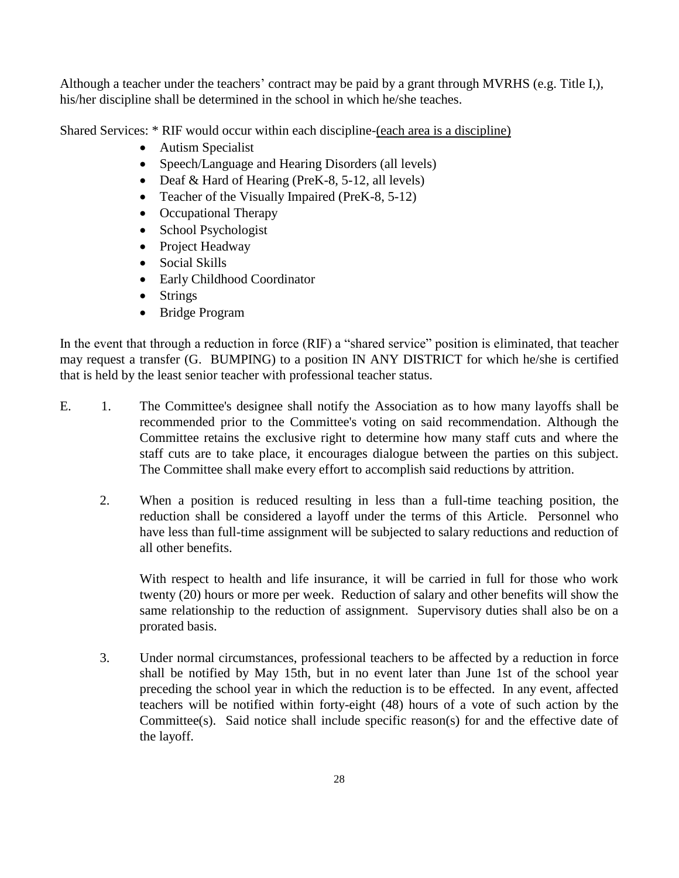Although a teacher under the teachers' contract may be paid by a grant through MVRHS (e.g. Title I,), his/her discipline shall be determined in the school in which he/she teaches.

Shared Services: * RIF would occur within each discipline-<u>(each area is a discipline)</u>

- Autism Specialist
- Speech/Language and Hearing Disorders (all levels)
- Deaf & Hard of Hearing (PreK-8, 5-12, all levels)
- Teacher of the Visually Impaired (PreK-8, 5-12)
- Occupational Therapy
- School Psychologist
- Project Headway
- Social Skills
- Early Childhood Coordinator
- Strings
- Bridge Program

In the event that through a reduction in force (RIF) a "shared service" position is eliminated, that teacher may request a transfer (G. BUMPING) to a position IN ANY DISTRICT for which he/she is certified that is held by the least senior teacher with professional teacher status.

E. 1. The Committee's designee shall notify the Association as to how many layoffs shall be recommended prior to the Committee's voting on said recommendation. Although the Committee retains the exclusive right to determine how many staff cuts and where the staff cuts are to take place, it encourages dialogue between the parties on this subject. The Committee shall make every effort to accomplish said reductions by attrition.

2. When a position is reduced resulting in less than a full-time teaching position, the reduction shall be considered a layoff under the terms of this Article. Personnel who have less than full-time assignment will be subjected to salary reductions and reduction of all other benefits.

   With respect to health and life insurance, it will be carried in full for those who work twenty (20) hours or more per week. Reduction of salary and other benefits will show the same relationship to the reduction of assignment. Supervisory duties shall also be on a prorated basis.

3. Under normal circumstances, professional teachers to be affected by a reduction in force shall be notified by May 15th, but in no event later than June 1st of the school year preceding the school year in which the reduction is to be effected. In any event, affected teachers will be notified within forty-eight (48) hours of a vote of such action by the Committee(s). Said notice shall include specific reason(s) for and the effective date of the layoff.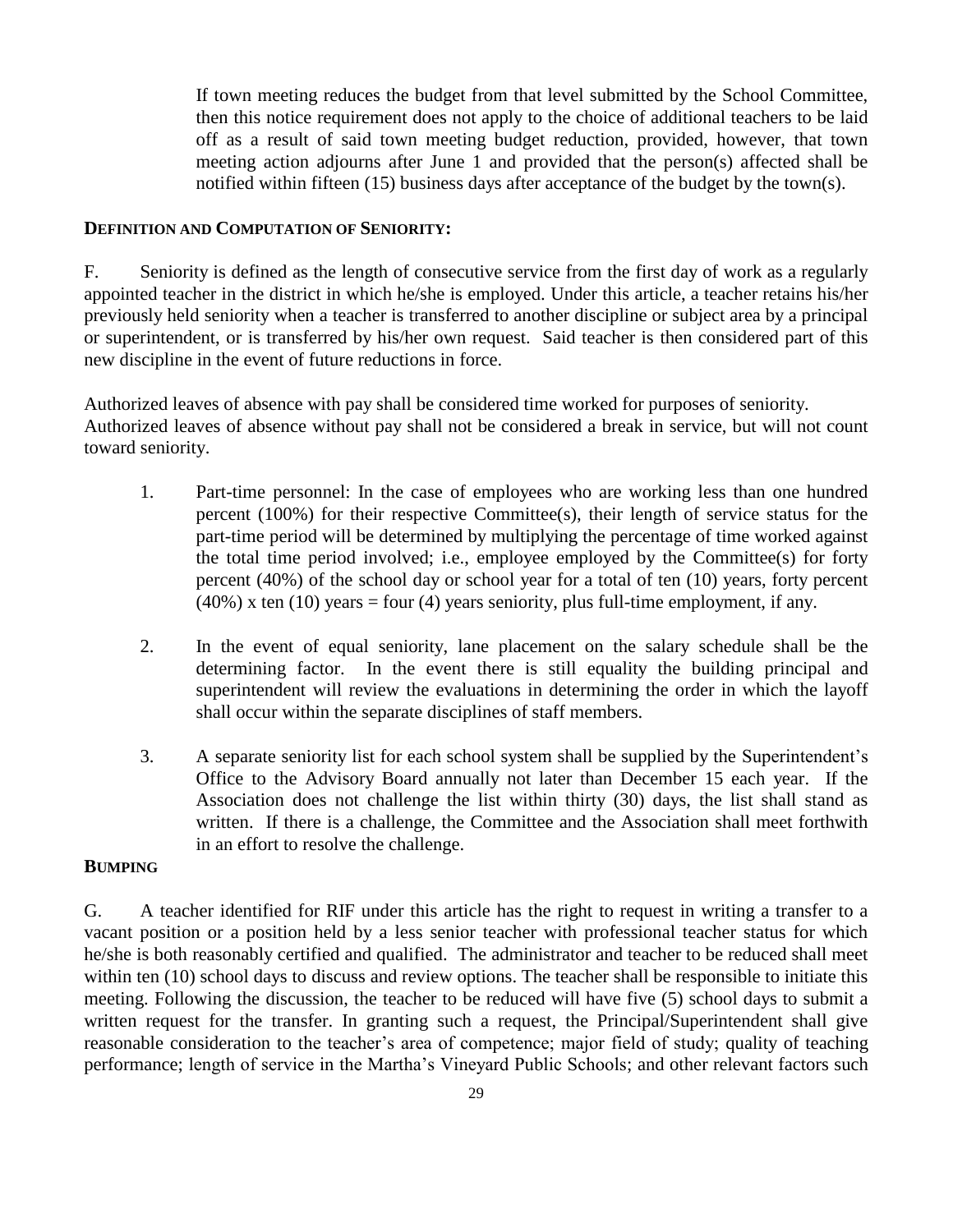If town meeting reduces the budget from that level submitted by the School Committee, then this notice requirement does not apply to the choice of additional teachers to be laid off as a result of said town meeting budget reduction, provided, however, that town meeting action adjourns after June 1 and provided that the person(s) affected shall be notified within fifteen (15) business days after acceptance of the budget by the town(s).

**DEFINITION AND COMPUTATION OF SENIORITY:**

F. Seniority is defined as the length of consecutive service from the first day of work as a regularly appointed teacher in the district in which he/she is employed. Under this article, a teacher retains his/her previously held seniority when a teacher is transferred to another discipline or subject area by a principal or superintendent, or is transferred by his/her own request. Said teacher is then considered part of this new discipline in the event of future reductions in force.

Authorized leaves of absence with pay shall be considered time worked for purposes of seniority. Authorized leaves of absence without pay shall not be considered a break in service, but will not count toward seniority.

1. Part-time personnel: In the case of employees who are working less than one hundred percent (100%) for their respective Committee(s), their length of service status for the part-time period will be determined by multiplying the percentage of time worked against the total time period involved; i.e., employee employed by the Committee(s) for forty percent (40%) of the school day or school year for a total of ten (10) years, forty percent (40%) x ten (10) years = four (4) years seniority, plus full-time employment, if any.

2. In the event of equal seniority, lane placement on the salary schedule shall be the determining factor. In the event there is still equality the building principal and superintendent will review the evaluations in determining the order in which the layoff shall occur within the separate disciplines of staff members.

3. A separate seniority list for each school system shall be supplied by the Superintendent's Office to the Advisory Board annually not later than December 15 each year. If the Association does not challenge the list within thirty (30) days, the list shall stand as written. If there is a challenge, the Committee and the Association shall meet forthwith in an effort to resolve the challenge.

**BUMPING**

G. A teacher identified for RIF under this article has the right to request in writing a transfer to a vacant position or a position held by a less senior teacher with professional teacher status for which he/she is both reasonably certified and qualified. The administrator and teacher to be reduced shall meet within ten (10) school days to discuss and review options. The teacher shall be responsible to initiate this meeting. Following the discussion, the teacher to be reduced will have five (5) school days to submit a written request for the transfer. In granting such a request, the Principal/Superintendent shall give reasonable consideration to the teacher's area of competence; major field of study; quality of teaching performance; length of service in the Martha's Vineyard Public Schools; and other relevant factors such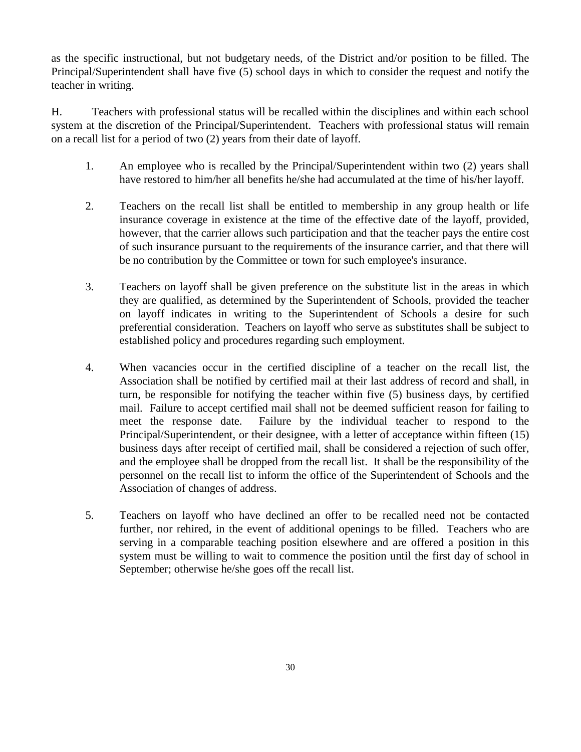as the specific instructional, but not budgetary needs, of the District and/or position to be filled. The Principal/Superintendent shall have five (5) school days in which to consider the request and notify the teacher in writing.

H. Teachers with professional status will be recalled within the disciplines and within each school system at the discretion of the Principal/Superintendent. Teachers with professional status will remain on a recall list for a period of two (2) years from their date of layoff.

1. An employee who is recalled by the Principal/Superintendent within two (2) years shall have restored to him/her all benefits he/she had accumulated at the time of his/her layoff.

2. Teachers on the recall list shall be entitled to membership in any group health or life insurance coverage in existence at the time of the effective date of the layoff, provided, however, that the carrier allows such participation and that the teacher pays the entire cost of such insurance pursuant to the requirements of the insurance carrier, and that there will be no contribution by the Committee or town for such employee's insurance.

3. Teachers on layoff shall be given preference on the substitute list in the areas in which they are qualified, as determined by the Superintendent of Schools, provided the teacher on layoff indicates in writing to the Superintendent of Schools a desire for such preferential consideration. Teachers on layoff who serve as substitutes shall be subject to established policy and procedures regarding such employment.

4. When vacancies occur in the certified discipline of a teacher on the recall list, the Association shall be notified by certified mail at their last address of record and shall, in turn, be responsible for notifying the teacher within five (5) business days, by certified mail. Failure to accept certified mail shall not be deemed sufficient reason for failing to meet the response date. Failure by the individual teacher to respond to the Principal/Superintendent, or their designee, with a letter of acceptance within fifteen (15) business days after receipt of certified mail, shall be considered a rejection of such offer, and the employee shall be dropped from the recall list. It shall be the responsibility of the personnel on the recall list to inform the office of the Superintendent of Schools and the Association of changes of address.

5. Teachers on layoff who have declined an offer to be recalled need not be contacted further, nor rehired, in the event of additional openings to be filled. Teachers who are serving in a comparable teaching position elsewhere and are offered a position in this system must be willing to wait to commence the position until the first day of school in September; otherwise he/she goes off the recall list.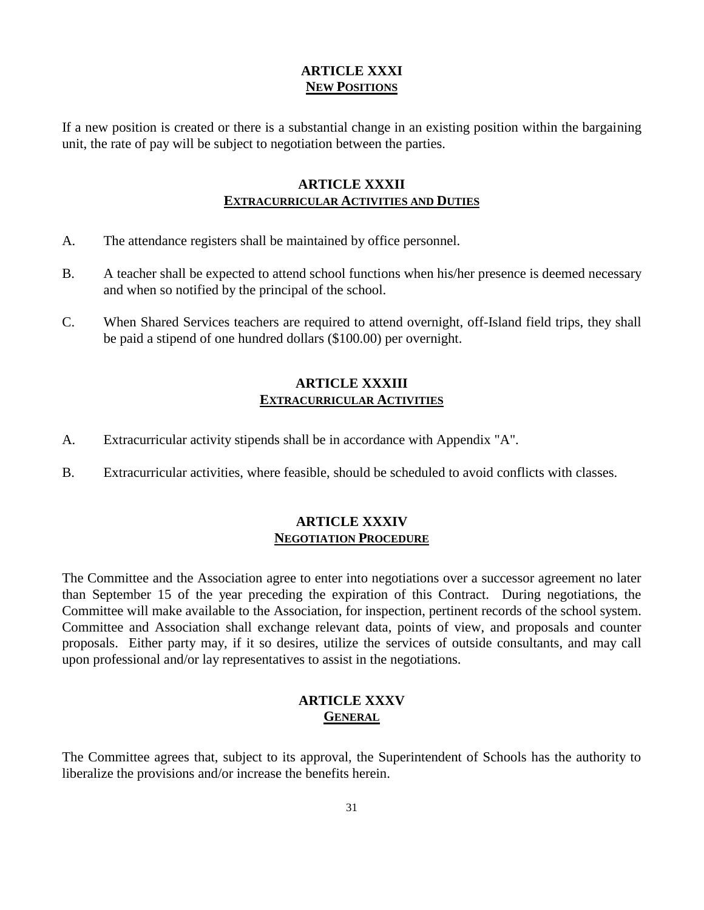## ARTICLE XXXI
## NEW POSITIONS

If a new position is created or there is a substantial change in an existing position within the bargaining unit, the rate of pay will be subject to negotiation between the parties.

## ARTICLE XXXII
## EXTRACURRICULAR ACTIVITIES AND DUTIES

A. The attendance registers shall be maintained by office personnel.

B. A teacher shall be expected to attend school functions when his/her presence is deemed necessary and when so notified by the principal of the school.

C. When Shared Services teachers are required to attend overnight, off-Island field trips, they shall be paid a stipend of one hundred dollars ($100.00) per overnight.

## ARTICLE XXXIII
## EXTRACURRICULAR ACTIVITIES

A. Extracurricular activity stipends shall be in accordance with Appendix "A".

B. Extracurricular activities, where feasible, should be scheduled to avoid conflicts with classes.

## ARTICLE XXXIV
## NEGOTIATION PROCEDURE

The Committee and the Association agree to enter into negotiations over a successor agreement no later than September 15 of the year preceding the expiration of this Contract. During negotiations, the Committee will make available to the Association, for inspection, pertinent records of the school system. Committee and Association shall exchange relevant data, points of view, and proposals and counter proposals. Either party may, if it so desires, utilize the services of outside consultants, and may call upon professional and/or lay representatives to assist in the negotiations.

## ARTICLE XXXV
## GENERAL

The Committee agrees that, subject to its approval, the Superintendent of Schools has the authority to liberalize the provisions and/or increase the benefits herein.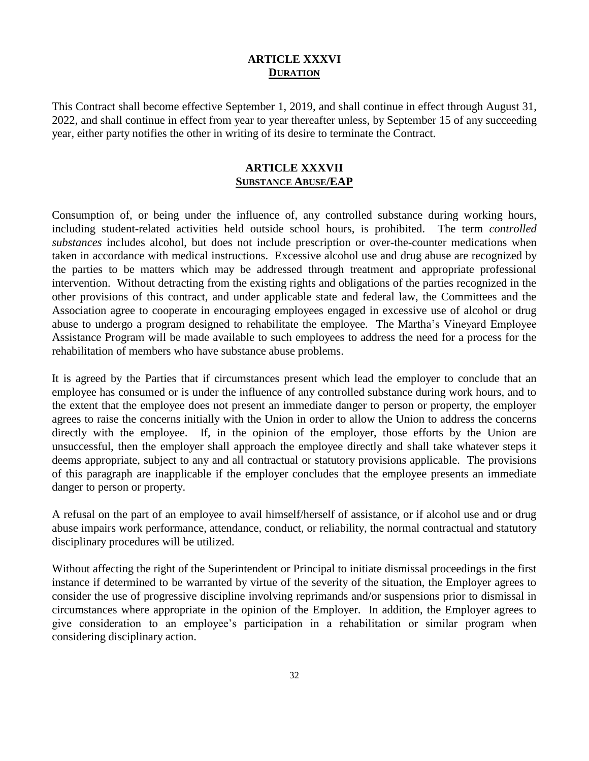## ARTICLE XXXVI
## DURATION

This Contract shall become effective September 1, 2019, and shall continue in effect through August 31, 2022, and shall continue in effect from year to year thereafter unless, by September 15 of any succeeding year, either party notifies the other in writing of its desire to terminate the Contract.

## ARTICLE XXXVII
## SUBSTANCE ABUSE/EAP

Consumption of, or being under the influence of, any controlled substance during working hours, including student-related activities held outside school hours, is prohibited. The term *controlled substances* includes alcohol, but does not include prescription or over-the-counter medications when taken in accordance with medical instructions. Excessive alcohol use and drug abuse are recognized by the parties to be matters which may be addressed through treatment and appropriate professional intervention. Without detracting from the existing rights and obligations of the parties recognized in the other provisions of this contract, and under applicable state and federal law, the Committees and the Association agree to cooperate in encouraging employees engaged in excessive use of alcohol or drug abuse to undergo a program designed to rehabilitate the employee. The Martha's Vineyard Employee Assistance Program will be made available to such employees to address the need for a process for the rehabilitation of members who have substance abuse problems.

It is agreed by the Parties that if circumstances present which lead the employer to conclude that an employee has consumed or is under the influence of any controlled substance during work hours, and to the extent that the employee does not present an immediate danger to person or property, the employer agrees to raise the concerns initially with the Union in order to allow the Union to address the concerns directly with the employee. If, in the opinion of the employer, those efforts by the Union are unsuccessful, then the employer shall approach the employee directly and shall take whatever steps it deems appropriate, subject to any and all contractual or statutory provisions applicable. The provisions of this paragraph are inapplicable if the employer concludes that the employee presents an immediate danger to person or property.

A refusal on the part of an employee to avail himself/herself of assistance, or if alcohol use and or drug abuse impairs work performance, attendance, conduct, or reliability, the normal contractual and statutory disciplinary procedures will be utilized.

Without affecting the right of the Superintendent or Principal to initiate dismissal proceedings in the first instance if determined to be warranted by virtue of the severity of the situation, the Employer agrees to consider the use of progressive discipline involving reprimands and/or suspensions prior to dismissal in circumstances where appropriate in the opinion of the Employer. In addition, the Employer agrees to give consideration to an employee's participation in a rehabilitation or similar program when considering disciplinary action.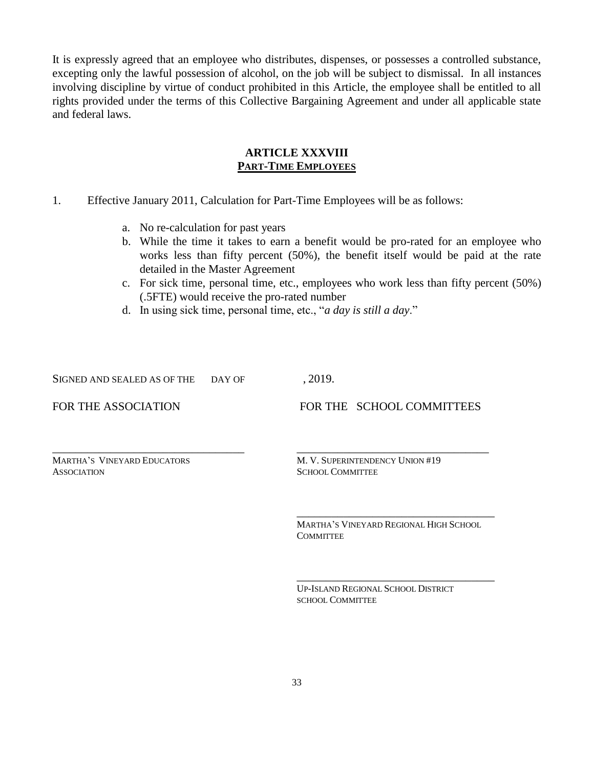It is expressly agreed that an employee who distributes, dispenses, or possesses a controlled substance, excepting only the lawful possession of alcohol, on the job will be subject to dismissal. In all instances involving discipline by virtue of conduct prohibited in this Article, the employee shall be entitled to all rights provided under the terms of this Collective Bargaining Agreement and under all applicable state and federal laws.

## ARTICLE XXXVIII
## PART-TIME EMPLOYEES

1. Effective January 2011, Calculation for Part-Time Employees will be as follows:

    a. No re-calculation for past years
    b. While the time it takes to earn a benefit would be pro-rated for an employee who works less than fifty percent (50%), the benefit itself would be paid at the rate detailed in the Master Agreement
    c. For sick time, personal time, etc., employees who work less than fifty percent (50%) (.5FTE) would receive the pro-rated number
    d. In using sick time, personal time, etc., "*a day is still a day*."

SIGNED AND SEALED AS OF THE DAY OF , 2019.

FOR THE ASSOCIATION

\_\_\_\_\_\_\_\_\_\_\_\_\_\_\_\_\_\_\_\_\_\_\_\_\_\_\_\_\_\_\_\_\_\_\_\_
MARTHA'S VINEYARD EDUCATORS ASSOCIATION

FOR THE SCHOOL COMMITTEES

\_\_\_\_\_\_\_\_\_\_\_\_\_\_\_\_\_\_\_\_\_\_\_\_\_\_\_\_\_\_\_\_\_\_\_\_
M. V. SUPERINTENDENCY UNION #19 SCHOOL COMMITTEE

\_\_\_\_\_\_\_\_\_\_\_\_\_\_\_\_\_\_\_\_\_\_\_\_\_\_\_\_\_\_\_\_\_\_\_\_
MARTHA'S VINEYARD REGIONAL HIGH SCHOOL COMMITTEE

\_\_\_\_\_\_\_\_\_\_\_\_\_\_\_\_\_\_\_\_\_\_\_\_\_\_\_\_\_\_\_\_\_\_\_\_
UP-ISLAND REGIONAL SCHOOL DISTRICT SCHOOL COMMITTEE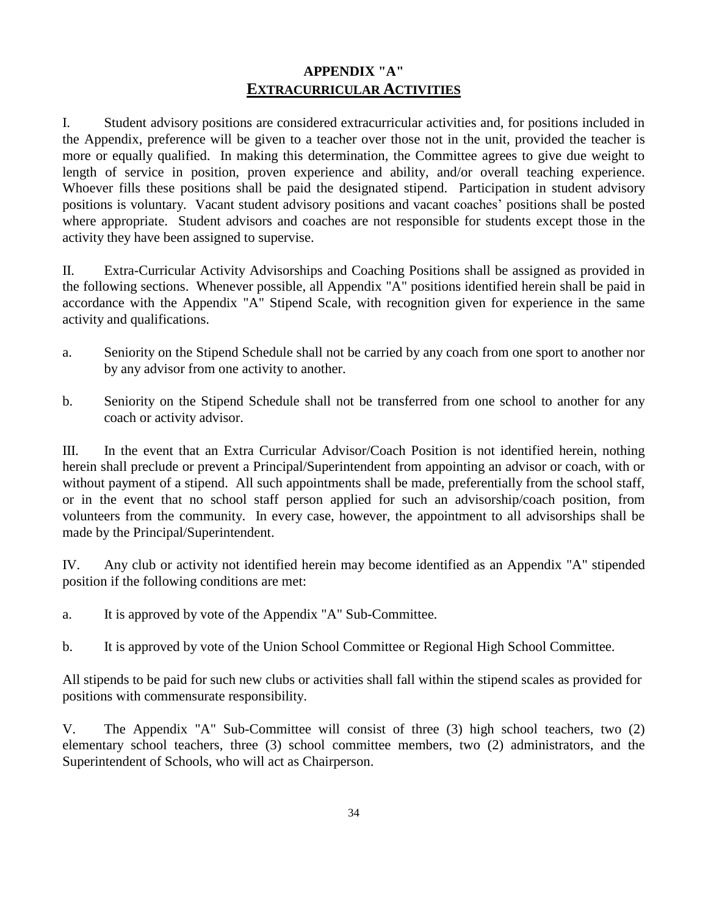# APPENDIX "A"

## EXTRACURRICULAR ACTIVITIES

I. Student advisory positions are considered extracurricular activities and, for positions included in the Appendix, preference will be given to a teacher over those not in the unit, provided the teacher is more or equally qualified. In making this determination, the Committee agrees to give due weight to length of service in position, proven experience and ability, and/or overall teaching experience. Whoever fills these positions shall be paid the designated stipend. Participation in student advisory positions is voluntary. Vacant student advisory positions and vacant coaches' positions shall be posted where appropriate. Student advisors and coaches are not responsible for students except those in the activity they have been assigned to supervise.

II. Extra-Curricular Activity Advisorships and Coaching Positions shall be assigned as provided in the following sections. Whenever possible, all Appendix "A" positions identified herein shall be paid in accordance with the Appendix "A" Stipend Scale, with recognition given for experience in the same activity and qualifications.

a. Seniority on the Stipend Schedule shall not be carried by any coach from one sport to another nor by any advisor from one activity to another.

b. Seniority on the Stipend Schedule shall not be transferred from one school to another for any coach or activity advisor.

III. In the event that an Extra Curricular Advisor/Coach Position is not identified herein, nothing herein shall preclude or prevent a Principal/Superintendent from appointing an advisor or coach, with or without payment of a stipend. All such appointments shall be made, preferentially from the school staff, or in the event that no school staff person applied for such an advisorship/coach position, from volunteers from the community. In every case, however, the appointment to all advisorships shall be made by the Principal/Superintendent.

IV. Any club or activity not identified herein may become identified as an Appendix "A" stipended position if the following conditions are met:

a. It is approved by vote of the Appendix "A" Sub-Committee.

b. It is approved by vote of the Union School Committee or Regional High School Committee.

All stipends to be paid for such new clubs or activities shall fall within the stipend scales as provided for positions with commensurate responsibility.

V. The Appendix "A" Sub-Committee will consist of three (3) high school teachers, two (2) elementary school teachers, three (3) school committee members, two (2) administrators, and the Superintendent of Schools, who will act as Chairperson.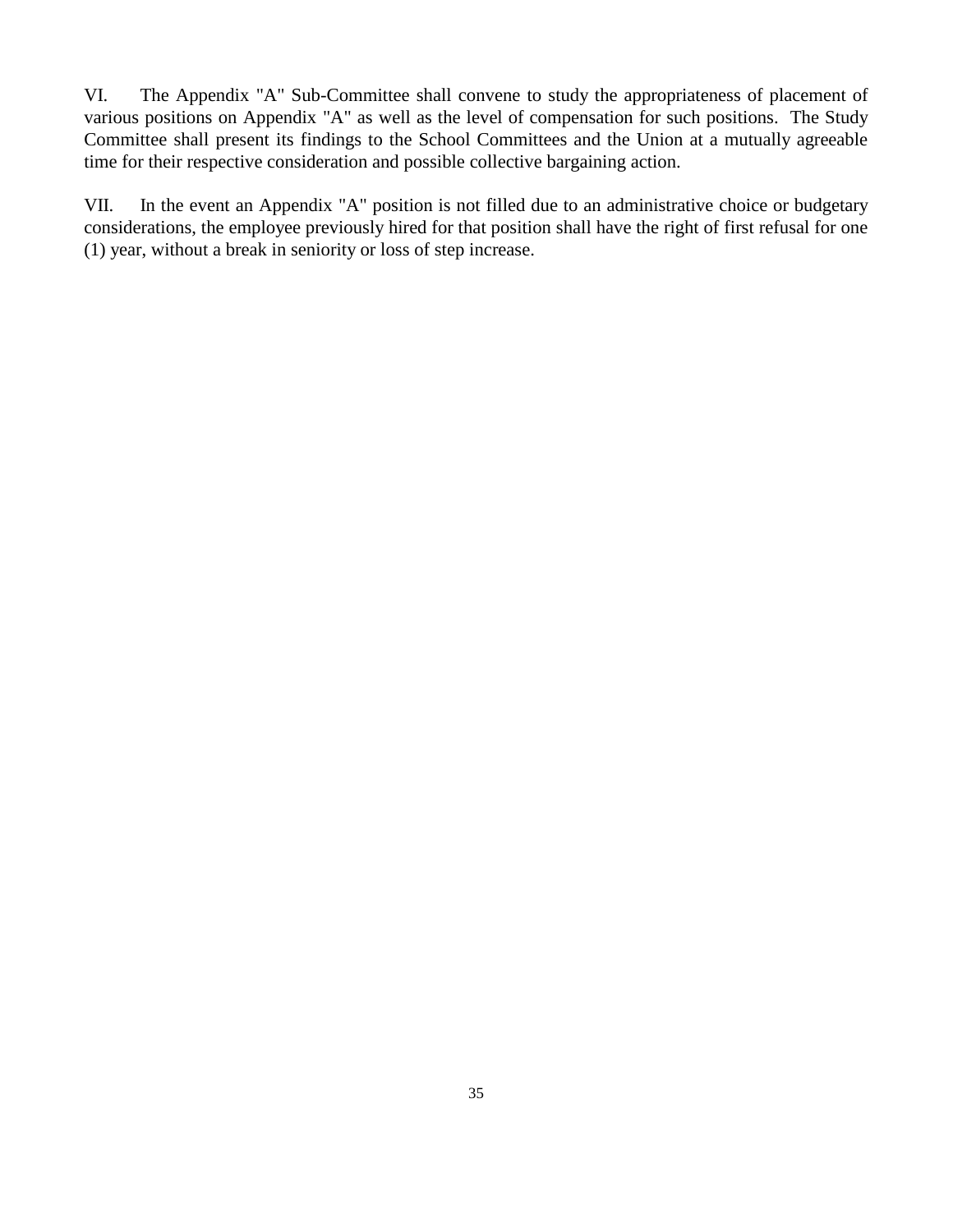VI. The Appendix "A" Sub-Committee shall convene to study the appropriateness of placement of various positions on Appendix "A" as well as the level of compensation for such positions. The Study Committee shall present its findings to the School Committees and the Union at a mutually agreeable time for their respective consideration and possible collective bargaining action.

VII. In the event an Appendix "A" position is not filled due to an administrative choice or budgetary considerations, the employee previously hired for that position shall have the right of first refusal for one (1) year, without a break in seniority or loss of step increase.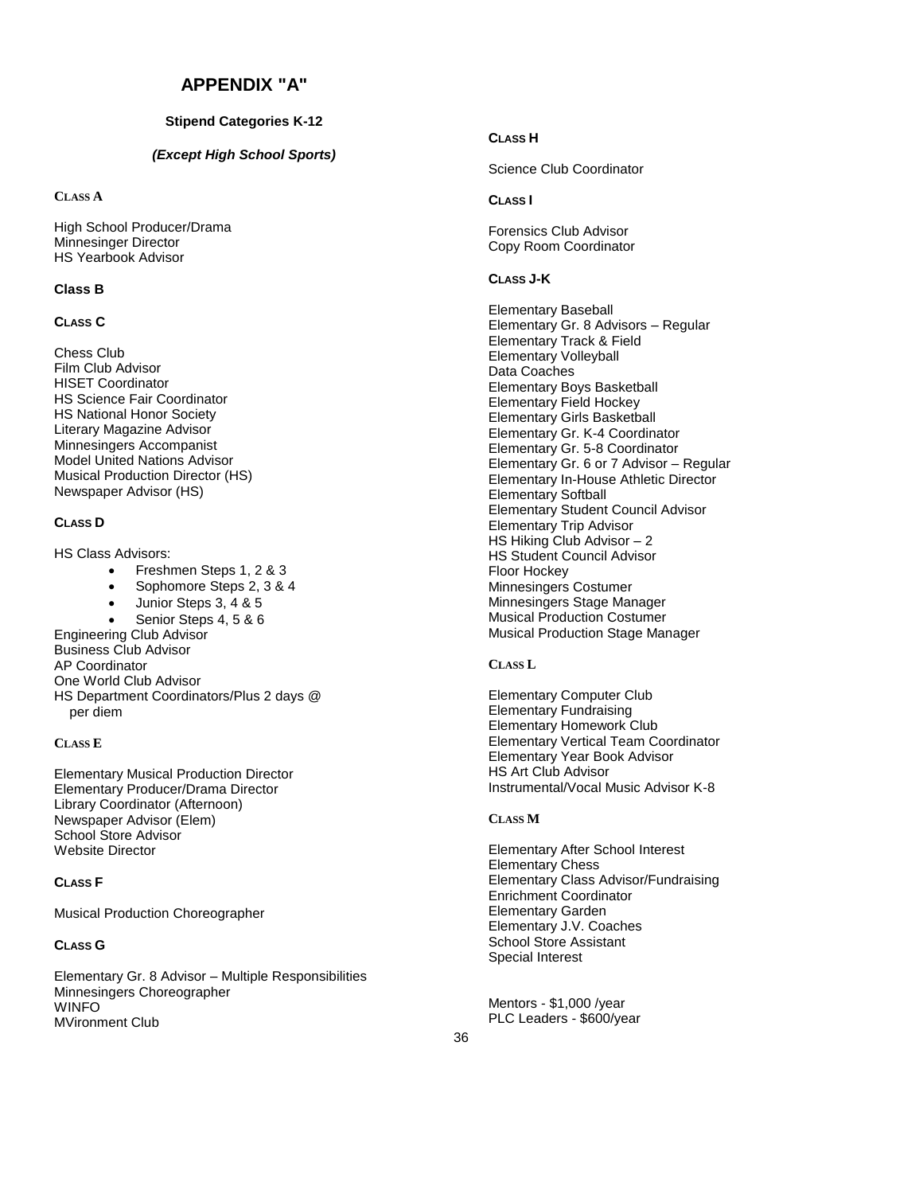# APPENDIX "A"

**Stipend Categories K-12**

***(Except High School Sports)***

**CLASS A**

High School Producer/Drama
Minnesinger Director
HS Yearbook Advisor

**Class B**

**CLASS C**

Chess Club
Film Club Advisor
HISET Coordinator
HS Science Fair Coordinator
HS National Honor Society
Literary Magazine Advisor
Minnesingers Accompanist
Model United Nations Advisor
Musical Production Director (HS)
Newspaper Advisor (HS)

**CLASS D**

HS Class Advisors:

- Freshmen Steps 1, 2 & 3
- Sophomore Steps 2, 3 & 4
- Junior Steps 3, 4 & 5
- Senior Steps 4, 5 & 6

Engineering Club Advisor
Business Club Advisor
AP Coordinator
One World Club Advisor
HS Department Coordinators/Plus 2 days @ per diem

**CLASS E**

Elementary Musical Production Director
Elementary Producer/Drama Director
Library Coordinator (Afternoon)
Newspaper Advisor (Elem)
School Store Advisor
Website Director

**CLASS F**

Musical Production Choreographer

**CLASS G**

Elementary Gr. 8 Advisor – Multiple Responsibilities
Minnesingers Choreographer
WINFO
MVironment Club

**CLASS H**

Science Club Coordinator

**CLASS I**

Forensics Club Advisor
Copy Room Coordinator

**CLASS J-K**

Elementary Baseball
Elementary Gr. 8 Advisors – Regular
Elementary Track & Field
Elementary Volleyball
Data Coaches
Elementary Boys Basketball
Elementary Field Hockey
Elementary Girls Basketball
Elementary Gr. K-4 Coordinator
Elementary Gr. 5-8 Coordinator
Elementary Gr. 6 or 7 Advisor – Regular
Elementary In-House Athletic Director
Elementary Softball
Elementary Student Council Advisor
Elementary Trip Advisor
HS Hiking Club Advisor – 2
HS Student Council Advisor
Floor Hockey
Minnesingers Costumer
Minnesingers Stage Manager
Musical Production Costumer
Musical Production Stage Manager

**CLASS L**

Elementary Computer Club
Elementary Fundraising
Elementary Homework Club
Elementary Vertical Team Coordinator
Elementary Year Book Advisor
HS Art Club Advisor
Instrumental/Vocal Music Advisor K-8

**CLASS M**

Elementary After School Interest
Elementary Chess
Elementary Class Advisor/Fundraising
Enrichment Coordinator
Elementary Garden
Elementary J.V. Coaches
School Store Assistant
Special Interest

Mentors - $1,000 /year
PLC Leaders - $600/year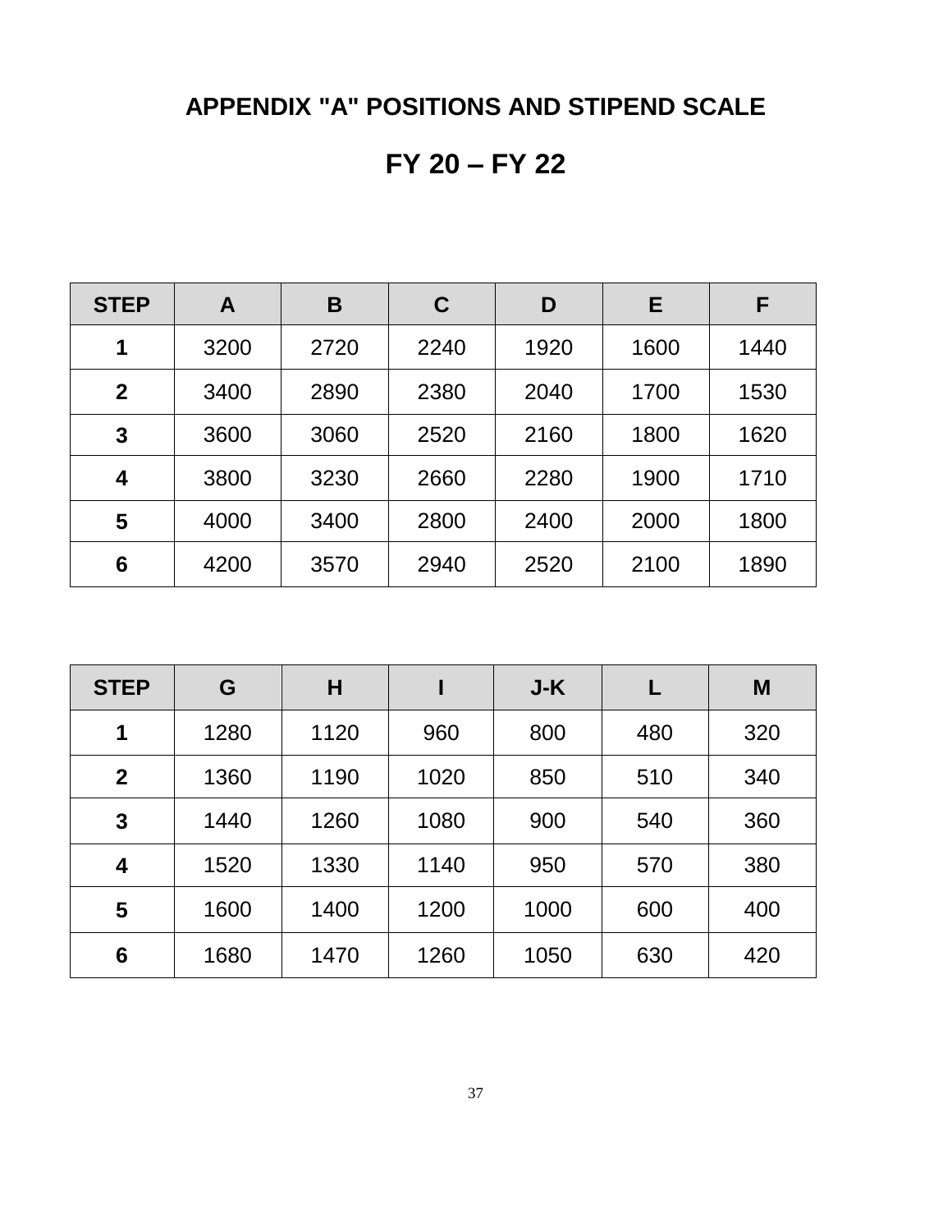# APPENDIX "A" POSITIONS AND STIPEND SCALE

## FY 20 – FY 22

| STEP | A | B | C | D | E | F |
|---|---|---|---|---|---|---|
| 1 | 3200 | 2720 | 2240 | 1920 | 1600 | 1440 |
| 2 | 3400 | 2890 | 2380 | 2040 | 1700 | 1530 |
| 3 | 3600 | 3060 | 2520 | 2160 | 1800 | 1620 |
| 4 | 3800 | 3230 | 2660 | 2280 | 1900 | 1710 |
| 5 | 4000 | 3400 | 2800 | 2400 | 2000 | 1800 |
| 6 | 4200 | 3570 | 2940 | 2520 | 2100 | 1890 |

| STEP | G | H | I | J-K | L | M |
|---|---|---|---|---|---|---|
| 1 | 1280 | 1120 | 960 | 800 | 480 | 320 |
| 2 | 1360 | 1190 | 1020 | 850 | 510 | 340 |
| 3 | 1440 | 1260 | 1080 | 900 | 540 | 360 |
| 4 | 1520 | 1330 | 1140 | 950 | 570 | 380 |
| 5 | 1600 | 1400 | 1200 | 1000 | 600 | 400 |
| 6 | 1680 | 1470 | 1260 | 1050 | 630 | 420 |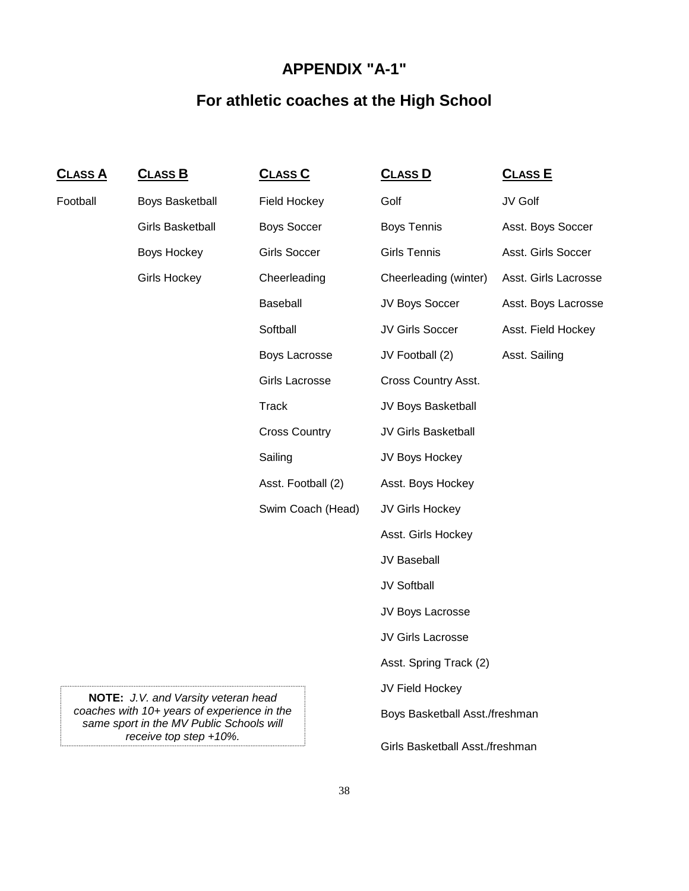# APPENDIX "A-1"

## For athletic coaches at the High School

| CLASS A | CLASS B | CLASS C | CLASS D | CLASS E |
|---|---|---|---|---|
| Football | Boys Basketball | Field Hockey | Golf | JV Golf |
| | Girls Basketball | Boys Soccer | Boys Tennis | Asst. Boys Soccer |
| | Boys Hockey | Girls Soccer | Girls Tennis | Asst. Girls Soccer |
| | Girls Hockey | Cheerleading | Cheerleading (winter) | Asst. Girls Lacrosse |
| | | Baseball | JV Boys Soccer | Asst. Boys Lacrosse |
| | | Softball | JV Girls Soccer | Asst. Field Hockey |
| | | Boys Lacrosse | JV Football (2) | Asst. Sailing |
| | | Girls Lacrosse | Cross Country Asst. | |
| | | Track | JV Boys Basketball | |
| | | Cross Country | JV Girls Basketball | |
| | | Sailing | JV Boys Hockey | |
| | | Asst. Football (2) | Asst. Boys Hockey | |
| | | Swim Coach (Head) | JV Girls Hockey | |
| | | | Asst. Girls Hockey | |
| | | | JV Baseball | |
| | | | JV Softball | |
| | | | JV Boys Lacrosse | |
| | | | JV Girls Lacrosse | |
| | | | Asst. Spring Track (2) | |
| | | | JV Field Hockey | |
| | | | Boys Basketball Asst./freshman | |
| | | | Girls Basketball Asst./freshman | |

**NOTE:** *J.V. and Varsity veteran head coaches with 10+ years of experience in the same sport in the MV Public Schools will receive top step +10%.*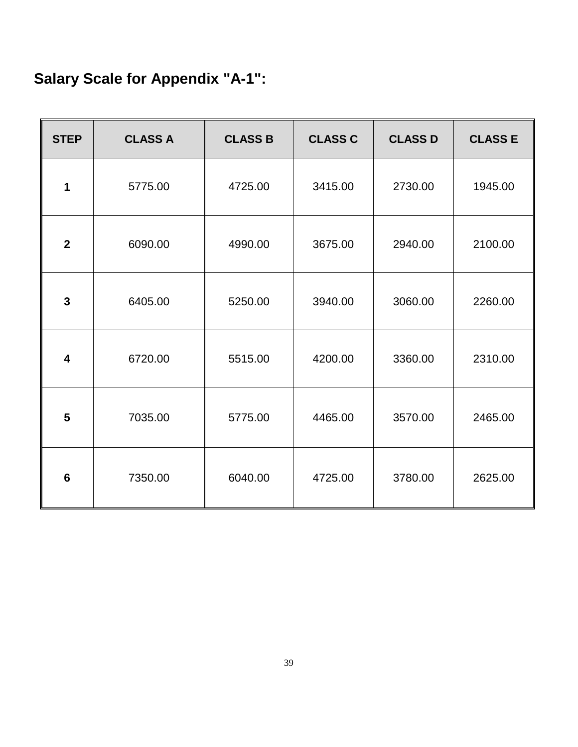## Salary Scale for Appendix "A-1":

| STEP | CLASS A | CLASS B | CLASS C | CLASS D | CLASS E |
|---|---|---|---|---|---|
| **1** | 5775.00 | 4725.00 | 3415.00 | 2730.00 | 1945.00 |
| **2** | 6090.00 | 4990.00 | 3675.00 | 2940.00 | 2100.00 |
| **3** | 6405.00 | 5250.00 | 3940.00 | 3060.00 | 2260.00 |
| **4** | 6720.00 | 5515.00 | 4200.00 | 3360.00 | 2310.00 |
| **5** | 7035.00 | 5775.00 | 4465.00 | 3570.00 | 2465.00 |
| **6** | 7350.00 | 6040.00 | 4725.00 | 3780.00 | 2625.00 |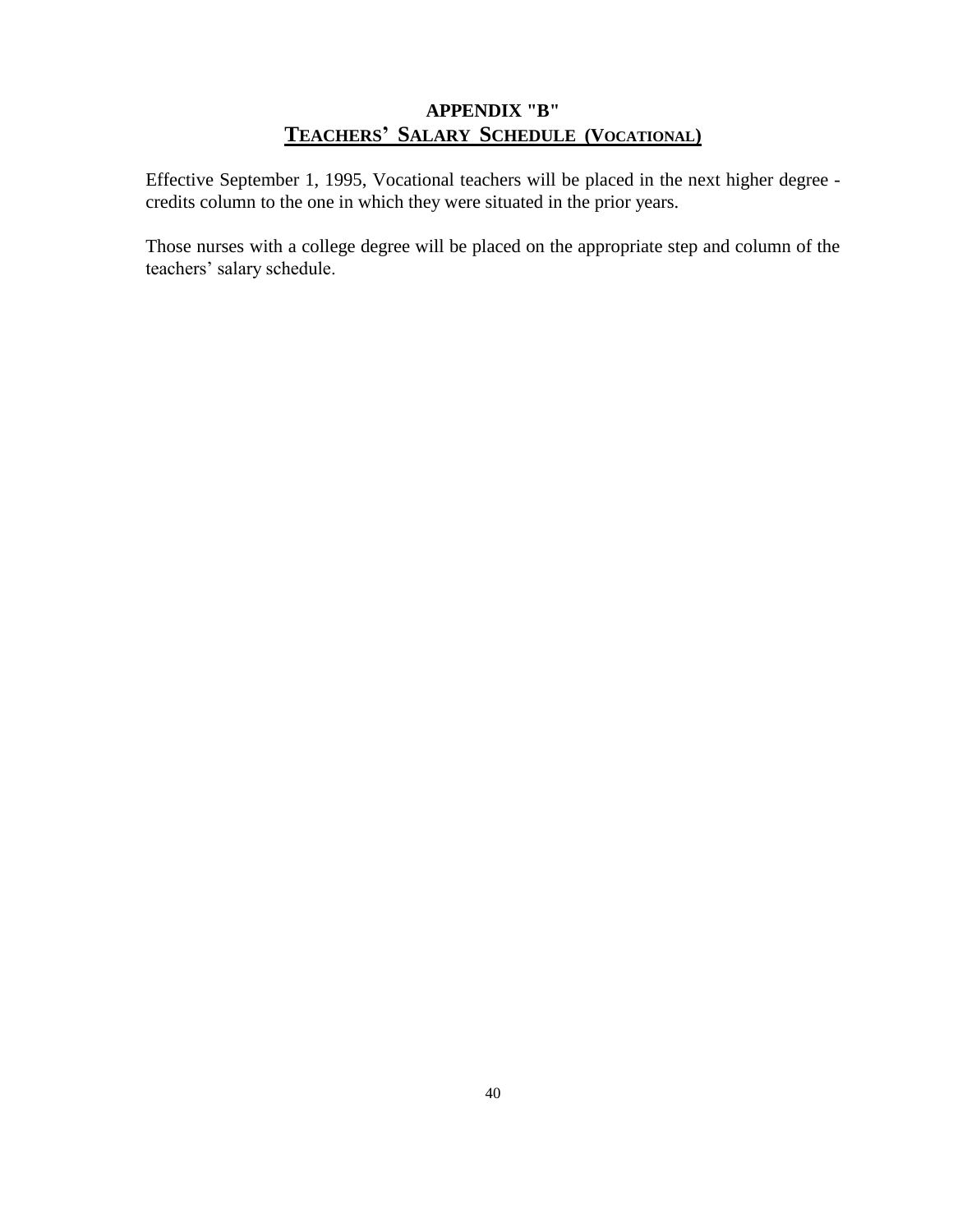# APPENDIX "B"

## TEACHERS' SALARY SCHEDULE (VOCATIONAL)

Effective September 1, 1995, Vocational teachers will be placed in the next higher degree - credits column to the one in which they were situated in the prior years.

Those nurses with a college degree will be placed on the appropriate step and column of the teachers' salary schedule.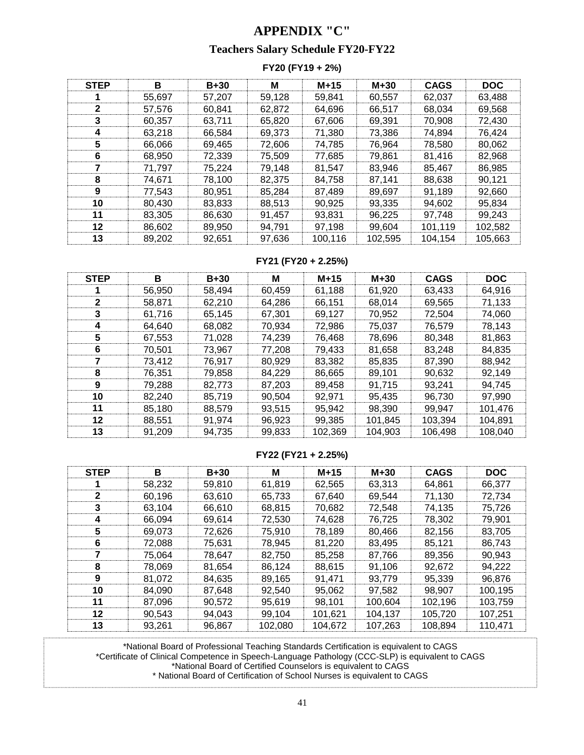# APPENDIX "C"

## Teachers Salary Schedule FY20-FY22

### FY20 (FY19 + 2%)

| STEP | B | B+30 | M | M+15 | M+30 | CAGS | DOC |
|---|---|---|---|---|---|---|---|
| 1 | 55,697 | 57,207 | 59,128 | 59,841 | 60,557 | 62,037 | 63,488 |
| 2 | 57,576 | 60,841 | 62,872 | 64,696 | 66,517 | 68,034 | 69,568 |
| 3 | 60,357 | 63,711 | 65,820 | 67,606 | 69,391 | 70,908 | 72,430 |
| 4 | 63,218 | 66,584 | 69,373 | 71,380 | 73,386 | 74,894 | 76,424 |
| 5 | 66,066 | 69,465 | 72,606 | 74,785 | 76,964 | 78,580 | 80,062 |
| 6 | 68,950 | 72,339 | 75,509 | 77,685 | 79,861 | 81,416 | 82,968 |
| 7 | 71,797 | 75,224 | 79,148 | 81,547 | 83,946 | 85,467 | 86,985 |
| 8 | 74,671 | 78,100 | 82,375 | 84,758 | 87,141 | 88,638 | 90,121 |
| 9 | 77,543 | 80,951 | 85,284 | 87,489 | 89,697 | 91,189 | 92,660 |
| 10 | 80,430 | 83,833 | 88,513 | 90,925 | 93,335 | 94,602 | 95,834 |
| 11 | 83,305 | 86,630 | 91,457 | 93,831 | 96,225 | 97,748 | 99,243 |
| 12 | 86,602 | 89,950 | 94,791 | 97,198 | 99,604 | 101,119 | 102,582 |
| 13 | 89,202 | 92,651 | 97,636 | 100,116 | 102,595 | 104,154 | 105,663 |

### FY21 (FY20 + 2.25%)

| STEP | B | B+30 | M | M+15 | M+30 | CAGS | DOC |
|---|---|---|---|---|---|---|---|
| 1 | 56,950 | 58,494 | 60,459 | 61,188 | 61,920 | 63,433 | 64,916 |
| 2 | 58,871 | 62,210 | 64,286 | 66,151 | 68,014 | 69,565 | 71,133 |
| 3 | 61,716 | 65,145 | 67,301 | 69,127 | 70,952 | 72,504 | 74,060 |
| 4 | 64,640 | 68,082 | 70,934 | 72,986 | 75,037 | 76,579 | 78,143 |
| 5 | 67,553 | 71,028 | 74,239 | 76,468 | 78,696 | 80,348 | 81,863 |
| 6 | 70,501 | 73,967 | 77,208 | 79,433 | 81,658 | 83,248 | 84,835 |
| 7 | 73,412 | 76,917 | 80,929 | 83,382 | 85,835 | 87,390 | 88,942 |
| 8 | 76,351 | 79,858 | 84,229 | 86,665 | 89,101 | 90,632 | 92,149 |
| 9 | 79,288 | 82,773 | 87,203 | 89,458 | 91,715 | 93,241 | 94,745 |
| 10 | 82,240 | 85,719 | 90,504 | 92,971 | 95,435 | 96,730 | 97,990 |
| 11 | 85,180 | 88,579 | 93,515 | 95,942 | 98,390 | 99,947 | 101,476 |
| 12 | 88,551 | 91,974 | 96,923 | 99,385 | 101,845 | 103,394 | 104,891 |
| 13 | 91,209 | 94,735 | 99,833 | 102,369 | 104,903 | 106,498 | 108,040 |

### FY22 (FY21 + 2.25%)

| STEP | B | B+30 | M | M+15 | M+30 | CAGS | DOC |
|---|---|---|---|---|---|---|---|
| 1 | 58,232 | 59,810 | 61,819 | 62,565 | 63,313 | 64,861 | 66,377 |
| 2 | 60,196 | 63,610 | 65,733 | 67,640 | 69,544 | 71,130 | 72,734 |
| 3 | 63,104 | 66,610 | 68,815 | 70,682 | 72,548 | 74,135 | 75,726 |
| 4 | 66,094 | 69,614 | 72,530 | 74,628 | 76,725 | 78,302 | 79,901 |
| 5 | 69,073 | 72,626 | 75,910 | 78,189 | 80,466 | 82,156 | 83,705 |
| 6 | 72,088 | 75,631 | 78,945 | 81,220 | 83,495 | 85,121 | 86,743 |
| 7 | 75,064 | 78,647 | 82,750 | 85,258 | 87,766 | 89,356 | 90,943 |
| 8 | 78,069 | 81,654 | 86,124 | 88,615 | 91,106 | 92,672 | 94,222 |
| 9 | 81,072 | 84,635 | 89,165 | 91,471 | 93,779 | 95,339 | 96,876 |
| 10 | 84,090 | 87,648 | 92,540 | 95,062 | 97,582 | 98,907 | 100,195 |
| 11 | 87,096 | 90,572 | 95,619 | 98,101 | 100,604 | 102,196 | 103,759 |
| 12 | 90,543 | 94,043 | 99,104 | 101,621 | 104,137 | 105,720 | 107,251 |
| 13 | 93,261 | 96,867 | 102,080 | 104,672 | 107,263 | 108,894 | 110,471 |

*National Board of Professional Teaching Standards Certification is equivalent to CAGS
*Certificate of Clinical Competence in Speech-Language Pathology (CCC-SLP) is equivalent to CAGS
*National Board of Certified Counselors is equivalent to CAGS
* National Board of Certification of School Nurses is equivalent to CAGS